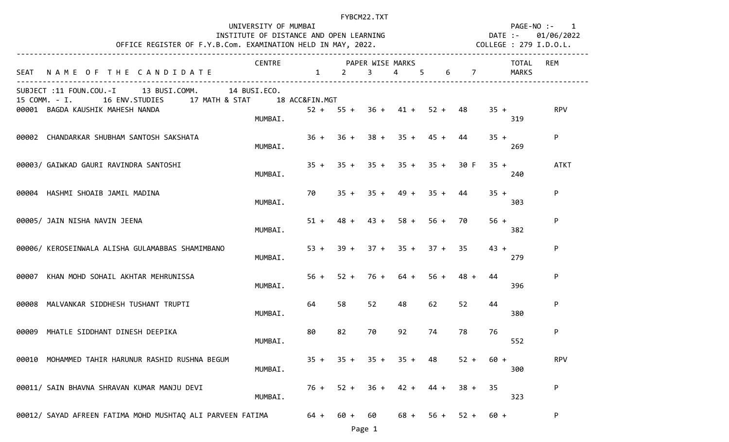FYBCM22.TXT

UNIVERSITY OF MUMBAI
INSTITUTE OF DISTANCE AND OPEN LEARNING
OFFICE REGISTER OF F.Y.B.Com. EXAMINATION HELD IN MAY, 2022.

PAGE-NO :- 1
DATE :- 01/06/2022
COLLEGE : 279 I.D.O.L.

SUBJECT :11 FOUN.COU.-I 13 BUSI.COMM. 14 BUSI.ECO.
15 COMM. - I. 16 ENV.STUDIES 17 MATH & STAT 18 ACC&FIN.MGT

| SEAT | NAME OF THE CANDIDATE | CENTRE | 1 | 2 | 3 | 4 | 5 | 6 | 7 | TOTAL MARKS | REM |
|---|---|---|---|---|---|---|---|---|---|---|---|
| 00001 | BAGDA KAUSHIK MAHESH NANDA | MUMBAI. | 52 + | 55 + | 36 + | 41 + | 52 + | 48 | 35 + | 319 | RPV |
| 00002 | CHANDARKAR SHUBHAM SANTOSH SAKSHATA | MUMBAI. | 36 + | 36 + | 38 + | 35 + | 45 + | 44 | 35 + | 269 | P |
| 00003/ | GAIWKAD GAURI RAVINDRA SANTOSHI | MUMBAI. | 35 + | 35 + | 35 + | 35 + | 35 + | 30 F | 35 + | 240 | ATKT |
| 00004 | HASHMI SHOAIB JAMIL MADINA | MUMBAI. | 70 | 35 + | 35 + | 49 + | 35 + | 44 | 35 + | 303 | P |
| 00005/ | JAIN NISHA NAVIN JEENA | MUMBAI. | 51 + | 48 + | 43 + | 58 + | 56 + | 70 | 56 + | 382 | P |
| 00006/ | KEROSEINWALA ALISHA GULAMABBAS SHAMIMBANO | MUMBAI. | 53 + | 39 + | 37 + | 35 + | 37 + | 35 | 43 + | 279 | P |
| 00007 | KHAN MOHD SOHAIL AKHTAR MEHRUNISSA | MUMBAI. | 56 + | 52 + | 76 + | 64 + | 56 + | 48 + | 44 | 396 | P |
| 00008 | MALVANKAR SIDDHESH TUSHANT TRUPTI | MUMBAI. | 64 | 58 | 52 | 48 | 62 | 52 | 44 | 380 | P |
| 00009 | MHATLE SIDDHANT DINESH DEEPIKA | MUMBAI. | 80 | 82 | 70 | 92 | 74 | 78 | 76 | 552 | P |
| 00010 | MOHAMMED TAHIR HARUNUR RASHID RUSHNA BEGUM | MUMBAI. | 35 + | 35 + | 35 + | 35 + | 48 | 52 + | 60 + | 300 | RPV |
| 00011/ | SAIN BHAVNA SHRAVAN KUMAR MANJU DEVI | MUMBAI. | 76 + | 52 + | 36 + | 42 + | 44 + | 38 + | 35 | 323 | P |
| 00012/ | SAYAD AFREEN FATIMA MOHD MUSHTAQ ALI PARVEEN FATIMA | | 64 + | 60 + | 60 | 68 + | 56 + | 52 + | 60 + | | P |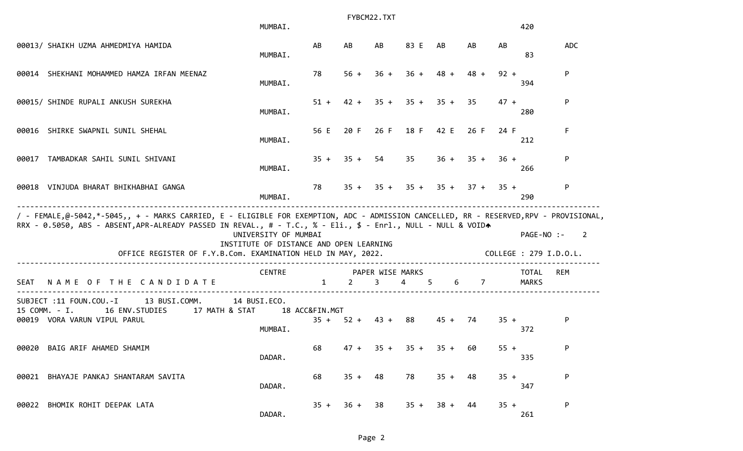| SEAT | NAME OF THE CANDIDATE | CENTRE | 1 | 2 | 3 | 4 | 5 | 6 | 7 | TOTAL MARKS | REM |
|---|---|---|---|---|---|---|---|---|---|---|---|
| | | MUMBAI. | | | | | | | | 420 | |
| 00013/ | SHAIKH UZMA AHMEDMIYA HAMIDA | MUMBAI. | AB | AB | AB | 83 E | AB | AB | AB | 83 | ADC |
| 00014 | SHEKHANI MOHAMMED HAMZA IRFAN MEENAZ | MUMBAI. | 78 | 56 + | 36 + | 36 + | 48 + | 48 + | 92 + | 394 | P |
| 00015/ | SHINDE RUPALI ANKUSH SUREKHA | MUMBAI. | 51 + | 42 + | 35 + | 35 + | 35 + | 35 | 47 + | 280 | P |
| 00016 | SHIRKE SWAPNIL SUNIL SHEHAL | MUMBAI. | 56 E | 20 F | 26 F | 18 F | 42 E | 26 F | 24 F | 212 | F |
| 00017 | TAMBADKAR SAHIL SUNIL SHIVANI | MUMBAI. | 35 + | 35 + | 54 | 35 | 36 + | 35 + | 36 + | 266 | P |
| 00018 | VINJUDA BHARAT BHIKHABHAI GANGA | MUMBAI. | 78 | 35 + | 35 + | 35 + | 35 + | 37 + | 35 + | 290 | P |

/ - FEMALE,@-5042,*-5045,, + - MARKS CARRIED, E - ELIGIBLE FOR EXEMPTION, ADC - ADMISSION CANCELLED, RR - RESERVED,RPV - PROVISIONAL, RRX - 0.5050, ABS - ABSENT,APR-ALREADY PASSED IN REVAL., # - T.C., % - Eli., $ - Enrl., NULL - NULL & VOID

UNIVERSITY OF MUMBAI

PAGE-NO :- 2

INSTITUTE OF DISTANCE AND OPEN LEARNING

OFFICE REGISTER OF F.Y.B.Com. EXAMINATION HELD IN MAY, 2022.

COLLEGE : 279 I.D.O.L.

SUBJECT :11 FOUN.COU.-I 13 BUSI.COMM. 14 BUSI.ECO. 15 COMM. - I. 16 ENV.STUDIES 17 MATH & STAT 18 ACC&FIN.MGT

| SEAT | NAME OF THE CANDIDATE | CENTRE | 1 | 2 | 3 | 4 | 5 | 6 | 7 | TOTAL MARKS | REM |
|---|---|---|---|---|---|---|---|---|---|---|---|
| 00019 | VORA VARUN VIPUL PARUL | MUMBAI. | 35 + | 52 + | 43 + | 88 | 45 + | 74 | 35 + | 372 | P |
| 00020 | BAIG ARIF AHAMED SHAMIM | DADAR. | 68 | 47 + | 35 + | 35 + | 35 + | 60 | 55 + | 335 | P |
| 00021 | BHAYAJE PANKAJ SHANTARAM SAVITA | DADAR. | 68 | 35 + | 48 | 78 | 35 + | 48 | 35 + | 347 | P |
| 00022 | BHOMIK ROHIT DEEPAK LATA | DADAR. | 35 + | 36 + | 38 | 35 + | 38 + | 44 | 35 + | 261 | P |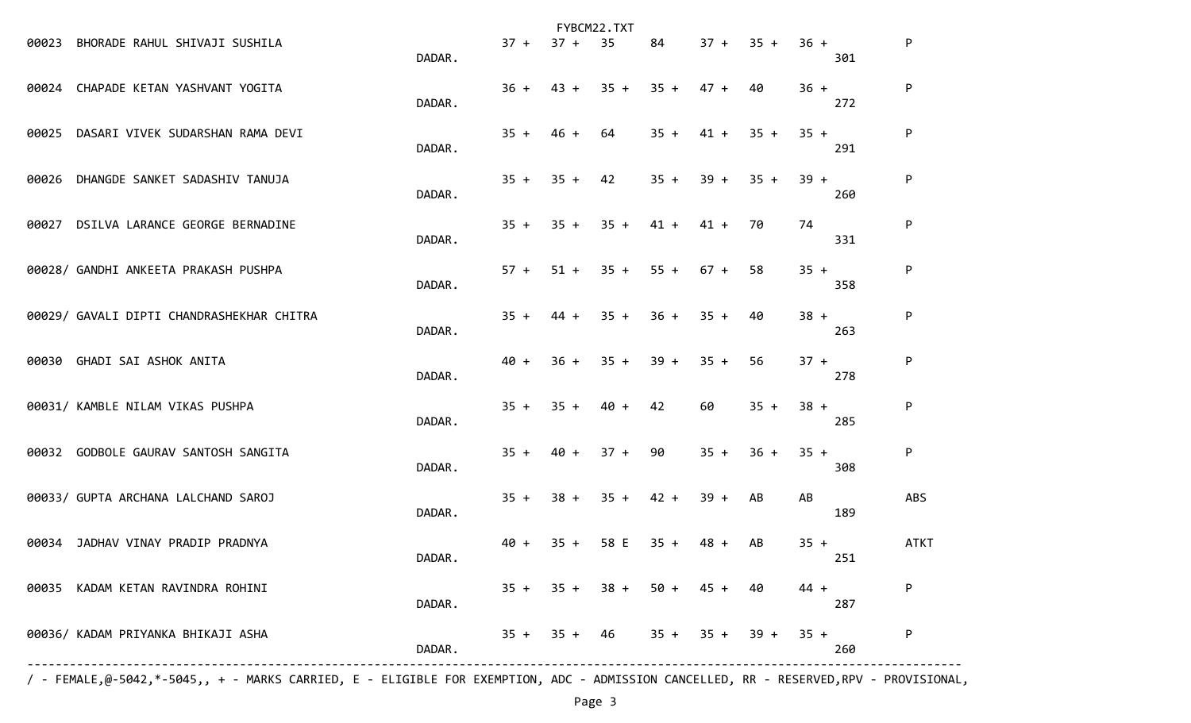| Seat No. | Name | Place | | | | | | | | Total | Result |
|---|---|---|---|---|---|---|---|---|---|---|---|
| 00023 | BHORADE RAHUL SHIVAJI SUSHILA | DADAR. | 37 + | 37 + | 35 | 84 | 37 + | 35 + | 36 + | 301 | P |
| 00024 | CHAPADE KETAN YASHVANT YOGITA | DADAR. | 36 + | 43 + | 35 + | 35 + | 47 + | 40 | 36 + | 272 | P |
| 00025 | DASARI VIVEK SUDARSHAN RAMA DEVI | DADAR. | 35 + | 46 + | 64 | 35 + | 41 + | 35 + | 35 + | 291 | P |
| 00026 | DHANGDE SANKET SADASHIV TANUJA | DADAR. | 35 + | 35 + | 42 | 35 + | 39 + | 35 + | 39 + | 260 | P |
| 00027 | DSILVA LARANCE GEORGE BERNADINE | DADAR. | 35 + | 35 + | 35 + | 41 + | 41 + | 70 | 74 | 331 | P |
| 00028/ | GANDHI ANKEETA PRAKASH PUSHPA | DADAR. | 57 + | 51 + | 35 + | 55 + | 67 + | 58 | 35 + | 358 | P |
| 00029/ | GAVALI DIPTI CHANDRASHEKHAR CHITRA | DADAR. | 35 + | 44 + | 35 + | 36 + | 35 + | 40 | 38 + | 263 | P |
| 00030 | GHADI SAI ASHOK ANITA | DADAR. | 40 + | 36 + | 35 + | 39 + | 35 + | 56 | 37 + | 278 | P |
| 00031/ | KAMBLE NILAM VIKAS PUSHPA | DADAR. | 35 + | 35 + | 40 + | 42 | 60 | 35 + | 38 + | 285 | P |
| 00032 | GODBOLE GAURAV SANTOSH SANGITA | DADAR. | 35 + | 40 + | 37 + | 90 | 35 + | 36 + | 35 + | 308 | P |
| 00033/ | GUPTA ARCHANA LALCHAND SAROJ | DADAR. | 35 + | 38 + | 35 + | 42 + | 39 + | AB | AB | 189 | ABS |
| 00034 | JADHAV VINAY PRADIP PRADNYA | DADAR. | 40 + | 35 + | 58 E | 35 + | 48 + | AB | 35 + | 251 | ATKT |
| 00035 | KADAM KETAN RAVINDRA ROHINI | DADAR. | 35 + | 35 + | 38 + | 50 + | 45 + | 40 | 44 + | 287 | P |
| 00036/ | KADAM PRIYANKA BHIKAJI ASHA | DADAR. | 35 + | 35 + | 46 | 35 + | 35 + | 39 + | 35 + | 260 | P |

/ - FEMALE,@-5042,*-5045,, + - MARKS CARRIED, E - ELIGIBLE FOR EXEMPTION, ADC - ADMISSION CANCELLED, RR - RESERVED,RPV - PROVISIONAL,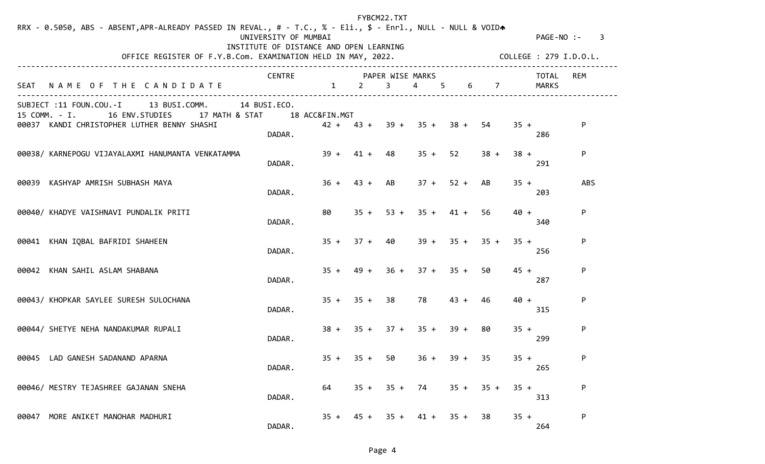FYBCM22.TXT

RRX - 0.5050, ABS - ABSENT,APR-ALREADY PASSED IN REVAL., # - T.C., % - Eli., $ - Enrl., NULL - NULL & VOID

UNIVERSITY OF MUMBAI

INSTITUTE OF DISTANCE AND OPEN LEARNING

OFFICE REGISTER OF F.Y.B.Com. EXAMINATION HELD IN MAY, 2022.

PAGE-NO :- 3

COLLEGE : 279 I.D.O.L.

SUBJECT :11 FOUN.COU.-I 13 BUSI.COMM. 14 BUSI.ECO.
15 COMM. - I. 16 ENV.STUDIES 17 MATH & STAT 18 ACC&FIN.MGT

| SEAT | NAME OF THE CANDIDATE | CENTRE | 1 | 2 | 3 | 4 | 5 | 6 | 7 | TOTAL MARKS | REM |
|---|---|---|---|---|---|---|---|---|---|---|---|
| 00037 | KANDI CHRISTOPHER LUTHER BENNY SHASHI | DADAR. | 42 + | 43 + | 39 + | 35 + | 38 + | 54 | 35 + | 286 | P |
| 00038/ | KARNEPOGU VIJAYALAXMI HANUMANTA VENKATAMMA | DADAR. | 39 + | 41 + | 48 | 35 + | 52 | 38 + | 38 + | 291 | P |
| 00039 | KASHYAP AMRISH SUBHASH MAYA | DADAR. | 36 + | 43 + | AB | 37 + | 52 + | AB | 35 + | 203 | ABS |
| 00040/ | KHADYE VAISHNAVI PUNDALIK PRITI | DADAR. | 80 | 35 + | 53 + | 35 + | 41 + | 56 | 40 + | 340 | P |
| 00041 | KHAN IQBAL BAFRIDI SHAHEEN | DADAR. | 35 + | 37 + | 40 | 39 + | 35 + | 35 + | 35 + | 256 | P |
| 00042 | KHAN SAHIL ASLAM SHABANA | DADAR. | 35 + | 49 + | 36 + | 37 + | 35 + | 50 | 45 + | 287 | P |
| 00043/ | KHOPKAR SAYLEE SURESH SULOCHANA | DADAR. | 35 + | 35 + | 38 | 78 | 43 + | 46 | 40 + | 315 | P |
| 00044/ | SHETYE NEHA NANDAKUMAR RUPALI | DADAR. | 38 + | 35 + | 37 + | 35 + | 39 + | 80 | 35 + | 299 | P |
| 00045 | LAD GANESH SADANAND APARNA | DADAR. | 35 + | 35 + | 50 | 36 + | 39 + | 35 | 35 + | 265 | P |
| 00046/ | MESTRY TEJASHREE GAJANAN SNEHA | DADAR. | 64 | 35 + | 35 + | 74 | 35 + | 35 + | 35 + | 313 | P |
| 00047 | MORE ANIKET MANOHAR MADHURI | DADAR. | 35 + | 45 + | 35 + | 41 + | 35 + | 38 | 35 + | 264 | P |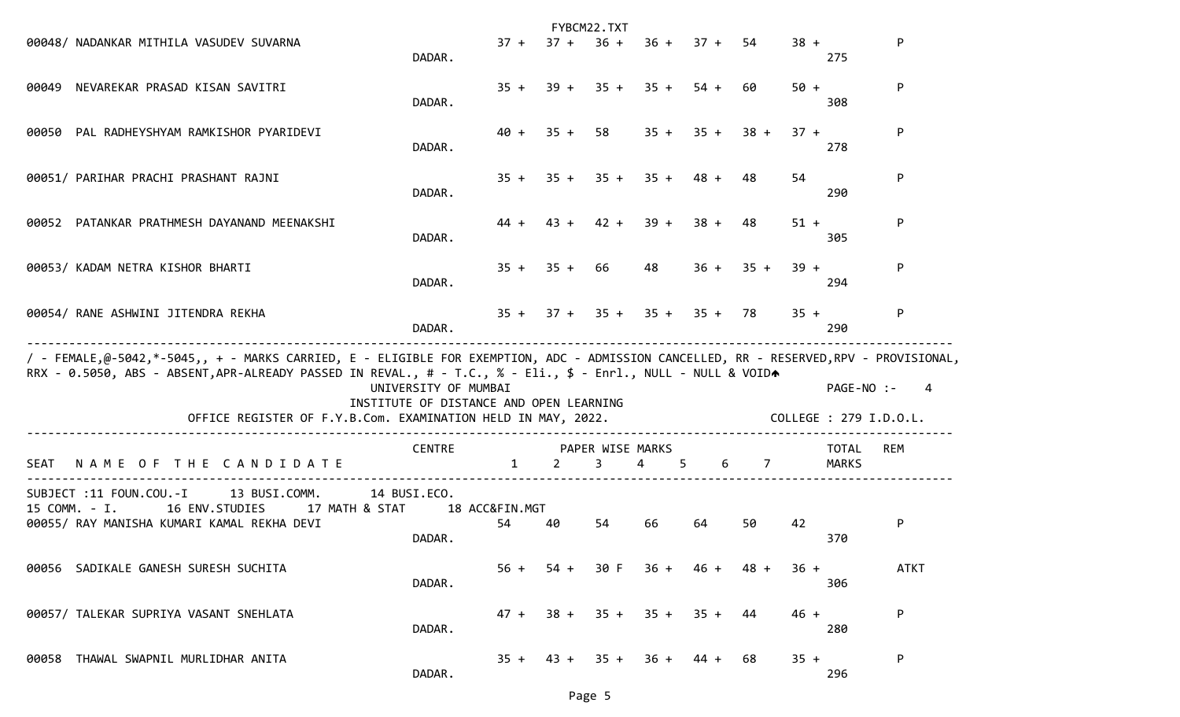| SEAT | NAME OF THE CANDIDATE | CENTRE | 1 | 2 | 3 | 4 | 5 | 6 | 7 | TOTAL MARKS | REM |
|---|---|---|---|---|---|---|---|---|---|---|---|
| 00048/ | NADANKAR MITHILA VASUDEV SUVARNA | DADAR. | 37 + | 37 + | 36 + | 36 + | 37 + | 54 | 38 + | 275 | P |
| 00049 | NEVAREKAR PRASAD KISAN SAVITRI | DADAR. | 35 + | 39 + | 35 + | 35 + | 54 + | 60 | 50 + | 308 | P |
| 00050 | PAL RADHEYSHYAM RAMKISHOR PYARIDEVI | DADAR. | 40 + | 35 + | 58 | 35 + | 35 + | 38 + | 37 + | 278 | P |
| 00051/ | PARIHAR PRACHI PRASHANT RAJNI | DADAR. | 35 + | 35 + | 35 + | 35 + | 48 + | 48 | 54 | 290 | P |
| 00052 | PATANKAR PRATHMESH DAYANAND MEENAKSHI | DADAR. | 44 + | 43 + | 42 + | 39 + | 38 + | 48 | 51 + | 305 | P |
| 00053/ | KADAM NETRA KISHOR BHARTI | DADAR. | 35 + | 35 + | 66 | 48 | 36 + | 35 + | 39 + | 294 | P |
| 00054/ | RANE ASHWINI JITENDRA REKHA | DADAR. | 35 + | 37 + | 35 + | 35 + | 35 + | 78 | 35 + | 290 | P |

/ - FEMALE,@-5042,*-5045,, + - MARKS CARRIED, E - ELIGIBLE FOR EXEMPTION, ADC - ADMISSION CANCELLED, RR - RESERVED,RPV - PROVISIONAL, RRX - 0.5050, ABS - ABSENT,APR-ALREADY PASSED IN REVAL., # - T.C., % - Eli., $ - Enrl., NULL - NULL & VOID

UNIVERSITY OF MUMBAI

INSTITUTE OF DISTANCE AND OPEN LEARNING

OFFICE REGISTER OF F.Y.B.Com. EXAMINATION HELD IN MAY, 2022.

PAGE-NO :- 4

COLLEGE : 279 I.D.O.L.

SUBJECT :11 FOUN.COU.-I 13 BUSI.COMM. 14 BUSI.ECO. 15 COMM. - I. 16 ENV.STUDIES 17 MATH & STAT 18 ACC&FIN.MGT

| SEAT | NAME OF THE CANDIDATE | CENTRE | 1 | 2 | 3 | 4 | 5 | 6 | 7 | TOTAL MARKS | REM |
|---|---|---|---|---|---|---|---|---|---|---|---|
| 00055/ | RAY MANISHA KUMARI KAMAL REKHA DEVI | DADAR. | 54 | 40 | 54 | 66 | 64 | 50 | 42 | 370 | P |
| 00056 | SADIKALE GANESH SURESH SUCHITA | DADAR. | 56 + | 54 + | 30 F | 36 + | 46 + | 48 + | 36 + | 306 | ATKT |
| 00057/ | TALEKAR SUPRIYA VASANT SNEHLATA | DADAR. | 47 + | 38 + | 35 + | 35 + | 35 + | 44 | 46 + | 280 | P |
| 00058 | THAWAL SWAPNIL MURLIDHAR ANITA | DADAR. | 35 + | 43 + | 35 + | 36 + | 44 + | 68 | 35 + | 296 | P |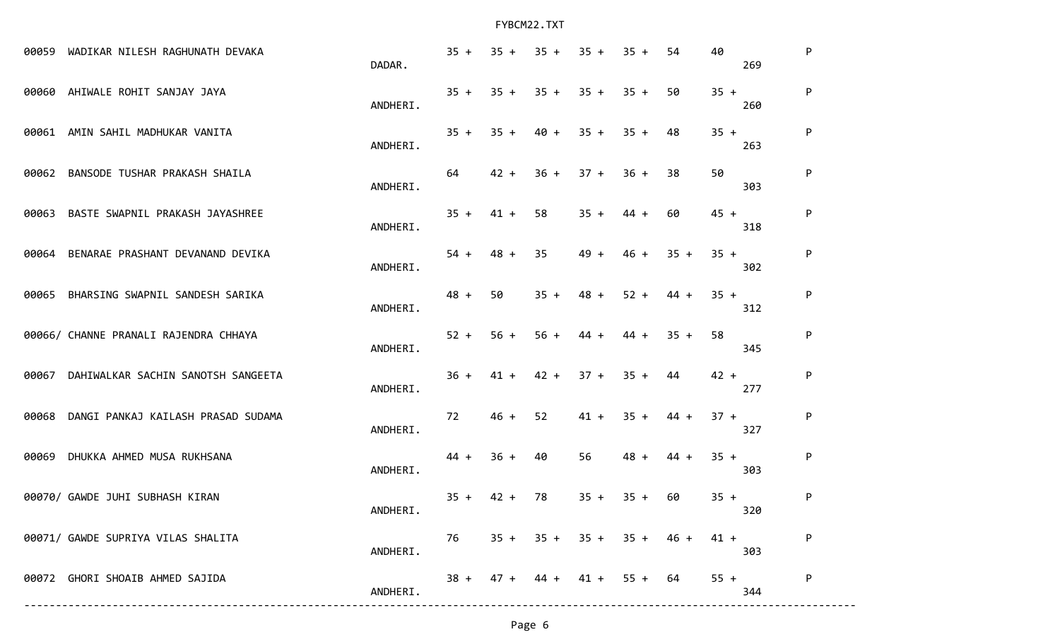| Seat No. | Name | Place | | | | | | | | Total | Result |
|---|---|---|---|---|---|---|---|---|---|---|---|
| 00059 | WADIKAR NILESH RAGHUNATH DEVAKA | DADAR. | 35 + | 35 + | 35 + | 35 + | 35 + | 54 | 40 | 269 | P |
| 00060 | AHIWALE ROHIT SANJAY JAYA | ANDHERI. | 35 + | 35 + | 35 + | 35 + | 35 + | 50 | 35 + | 260 | P |
| 00061 | AMIN SAHIL MADHUKAR VANITA | ANDHERI. | 35 + | 35 + | 40 + | 35 + | 35 + | 48 | 35 + | 263 | P |
| 00062 | BANSODE TUSHAR PRAKASH SHAILA | ANDHERI. | 64 | 42 + | 36 + | 37 + | 36 + | 38 | 50 | 303 | P |
| 00063 | BASTE SWAPNIL PRAKASH JAYASHREE | ANDHERI. | 35 + | 41 + | 58 | 35 + | 44 + | 60 | 45 + | 318 | P |
| 00064 | BENARAE PRASHANT DEVANAND DEVIKA | ANDHERI. | 54 + | 48 + | 35 | 49 + | 46 + | 35 + | 35 + | 302 | P |
| 00065 | BHARSING SWAPNIL SANDESH SARIKA | ANDHERI. | 48 + | 50 | 35 + | 48 + | 52 + | 44 + | 35 + | 312 | P |
| 00066/ | CHANNE PRANALI RAJENDRA CHHAYA | ANDHERI. | 52 + | 56 + | 56 + | 44 + | 44 + | 35 + | 58 | 345 | P |
| 00067 | DAHIWALKAR SACHIN SANOTSH SANGEETA | ANDHERI. | 36 + | 41 + | 42 + | 37 + | 35 + | 44 | 42 + | 277 | P |
| 00068 | DANGI PANKAJ KAILASH PRASAD SUDAMA | ANDHERI. | 72 | 46 + | 52 | 41 + | 35 + | 44 + | 37 + | 327 | P |
| 00069 | DHUKKA AHMED MUSA RUKHSANA | ANDHERI. | 44 + | 36 + | 40 | 56 | 48 + | 44 + | 35 + | 303 | P |
| 00070/ | GAWDE JUHI SUBHASH KIRAN | ANDHERI. | 35 + | 42 + | 78 | 35 + | 35 + | 60 | 35 + | 320 | P |
| 00071/ | GAWDE SUPRIYA VILAS SHALITA | ANDHERI. | 76 | 35 + | 35 + | 35 + | 35 + | 46 + | 41 + | 303 | P |
| 00072 | GHORI SHOAIB AHMED SAJIDA | ANDHERI. | 38 + | 47 + | 44 + | 41 + | 55 + | 64 | 55 + | 344 | P |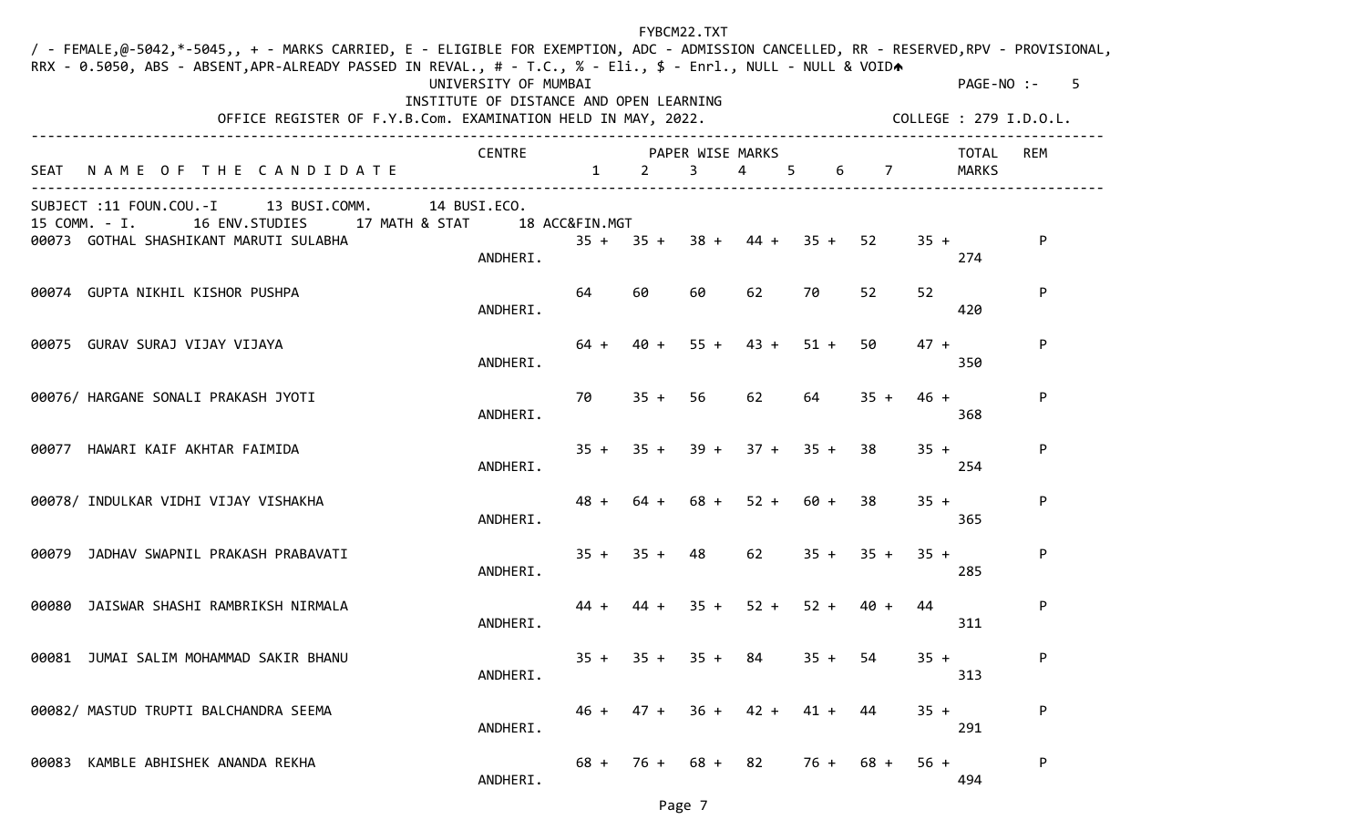FYBCM22.TXT

/ - FEMALE,@-5042,*-5045,, + - MARKS CARRIED, E - ELIGIBLE FOR EXEMPTION, ADC - ADMISSION CANCELLED, RR - RESERVED,RPV - PROVISIONAL, RRX - 0.5050, ABS - ABSENT,APR-ALREADY PASSED IN REVAL., # - T.C., % - Eli., $ - Enrl., NULL - NULL & VOID

PAGE-NO :- 5

UNIVERSITY OF MUMBAI

INSTITUTE OF DISTANCE AND OPEN LEARNING

OFFICE REGISTER OF F.Y.B.Com. EXAMINATION HELD IN MAY, 2022. COLLEGE : 279 I.D.O.L.

SUBJECT :11 FOUN.COU.-I 13 BUSI.COMM. 14 BUSI.ECO. 15 COMM. - I. 16 ENV.STUDIES 17 MATH & STAT 18 ACC&FIN.MGT

| SEAT | NAME OF THE CANDIDATE | CENTRE | 1 | 2 | 3 | 4 | 5 | 6 | 7 | TOTAL MARKS | REM |
|---|---|---|---|---|---|---|---|---|---|---|---|
| 00073 | GOTHAL SHASHIKANT MARUTI SULABHA | ANDHERI. | 35 + | 35 + | 38 + | 44 + | 35 + | 52 | 35 + | 274 | P |
| 00074 | GUPTA NIKHIL KISHOR PUSHPA | ANDHERI. | 64 | 60 | 60 | 62 | 70 | 52 | 52 | 420 | P |
| 00075 | GURAV SURAJ VIJAY VIJAYA | ANDHERI. | 64 + | 40 + | 55 + | 43 + | 51 + | 50 | 47 + | 350 | P |
| 00076/ | HARGANE SONALI PRAKASH JYOTI | ANDHERI. | 70 | 35 + | 56 | 62 | 64 | 35 + | 46 + | 368 | P |
| 00077 | HAWARI KAIF AKHTAR FAIMIDA | ANDHERI. | 35 + | 35 + | 39 + | 37 + | 35 + | 38 | 35 + | 254 | P |
| 00078/ | INDULKAR VIDHI VIJAY VISHAKHA | ANDHERI. | 48 + | 64 + | 68 + | 52 + | 60 + | 38 | 35 + | 365 | P |
| 00079 | JADHAV SWAPNIL PRAKASH PRABAVATI | ANDHERI. | 35 + | 35 + | 48 | 62 | 35 + | 35 + | 35 + | 285 | P |
| 00080 | JAISWAR SHASHI RAMBRIKSH NIRMALA | ANDHERI. | 44 + | 44 + | 35 + | 52 + | 52 + | 40 + | 44 | 311 | P |
| 00081 | JUMAI SALIM MOHAMMAD SAKIR BHANU | ANDHERI. | 35 + | 35 + | 35 + | 84 | 35 + | 54 | 35 + | 313 | P |
| 00082/ | MASTUD TRUPTI BALCHANDRA SEEMA | ANDHERI. | 46 + | 47 + | 36 + | 42 + | 41 + | 44 | 35 + | 291 | P |
| 00083 | KAMBLE ABHISHEK ANANDA REKHA | ANDHERI. | 68 + | 76 + | 68 + | 82 | 76 + | 68 + | 56 + | 494 | P |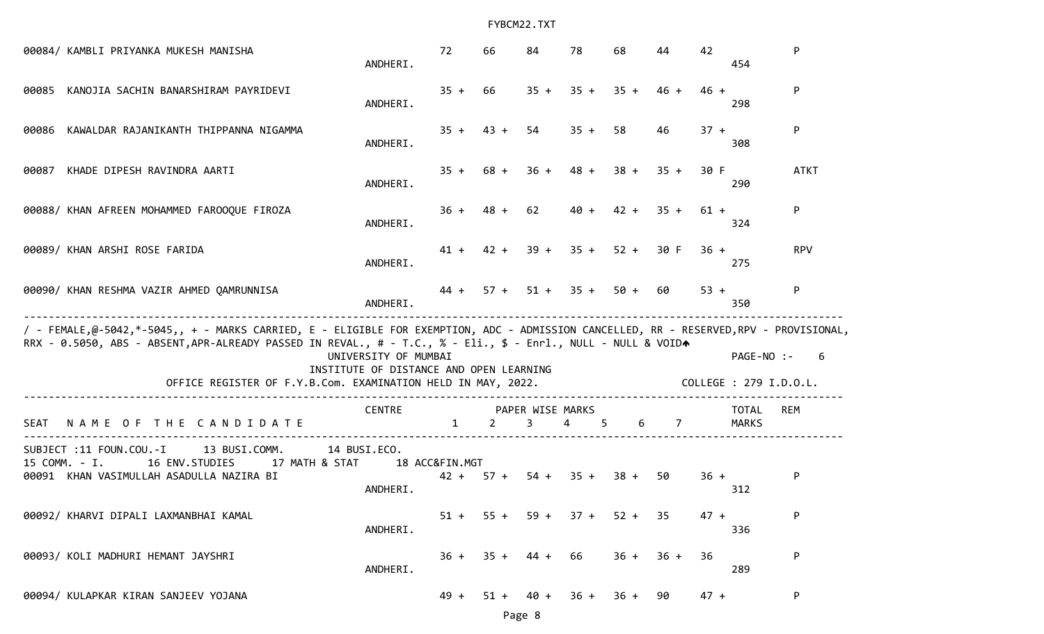| SEAT | NAME OF THE CANDIDATE | CENTRE | 1 | 2 | 3 | 4 | 5 | 6 | 7 | TOTAL MARKS | REM |
|---|---|---|---|---|---|---|---|---|---|---|---|
| 00084/ | KAMBLI PRIYANKA MUKESH MANISHA | ANDHERI. | 72 | 66 | 84 | 78 | 68 | 44 | 42 | 454 | P |
| 00085 | KANOJIA SACHIN BANARSHIRAM PAYRIDEVI | ANDHERI. | 35 + | 66 | 35 + | 35 + | 35 + | 46 + | 46 + | 298 | P |
| 00086 | KAWALDAR RAJANIKANTH THIPPANNA NIGAMMA | ANDHERI. | 35 + | 43 + | 54 | 35 + | 58 | 46 | 37 + | 308 | P |
| 00087 | KHADE DIPESH RAVINDRA AARTI | ANDHERI. | 35 + | 68 + | 36 + | 48 + | 38 + | 35 + | 30 F | 290 | ATKT |
| 00088/ | KHAN AFREEN MOHAMMED FAROOQUE FIROZA | ANDHERI. | 36 + | 48 + | 62 | 40 + | 42 + | 35 + | 61 + | 324 | P |
| 00089/ | KHAN ARSHI ROSE FARIDA | ANDHERI. | 41 + | 42 + | 39 + | 35 + | 52 + | 30 F | 36 + | 275 | RPV |
| 00090/ | KHAN RESHMA VAZIR AHMED QAMRUNNISA | ANDHERI. | 44 + | 57 + | 51 + | 35 + | 50 + | 60 | 53 + | 350 | P |

/ - FEMALE,@-5042,*-5045,, + - MARKS CARRIED, E - ELIGIBLE FOR EXEMPTION, ADC - ADMISSION CANCELLED, RR - RESERVED,RPV - PROVISIONAL, RRX - 0.5050, ABS - ABSENT,APR-ALREADY PASSED IN REVAL., # - T.C., % - Eli., $ - Enrl., NULL - NULL & VOID

UNIVERSITY OF MUMBAI
PAGE-NO :- 6

INSTITUTE OF DISTANCE AND OPEN LEARNING

OFFICE REGISTER OF F.Y.B.Com. EXAMINATION HELD IN MAY, 2022.
COLLEGE : 279 I.D.O.L.

SUBJECT :11 FOUN.COU.-I 13 BUSI.COMM. 14 BUSI.ECO.
15 COMM. - I. 16 ENV.STUDIES 17 MATH & STAT 18 ACC&FIN.MGT

| SEAT | NAME OF THE CANDIDATE | CENTRE | 1 | 2 | 3 | 4 | 5 | 6 | 7 | TOTAL MARKS | REM |
|---|---|---|---|---|---|---|---|---|---|---|---|
| 00091 | KHAN VASIMULLAH ASADULLA NAZIRA BI | ANDHERI. | 42 + | 57 + | 54 + | 35 + | 38 + | 50 | 36 + | 312 | P |
| 00092/ | KHARVI DIPALI LAXMANBHAI KAMAL | ANDHERI. | 51 + | 55 + | 59 + | 37 + | 52 + | 35 | 47 + | 336 | P |
| 00093/ | KOLI MADHURI HEMANT JAYSHRI | ANDHERI. | 36 + | 35 + | 44 + | 66 | 36 + | 36 + | 36 | 289 | P |
| 00094/ | KULAPKAR KIRAN SANJEEV YOJANA | | 49 + | 51 + | 40 + | 36 + | 36 + | 90 | 47 + | | P |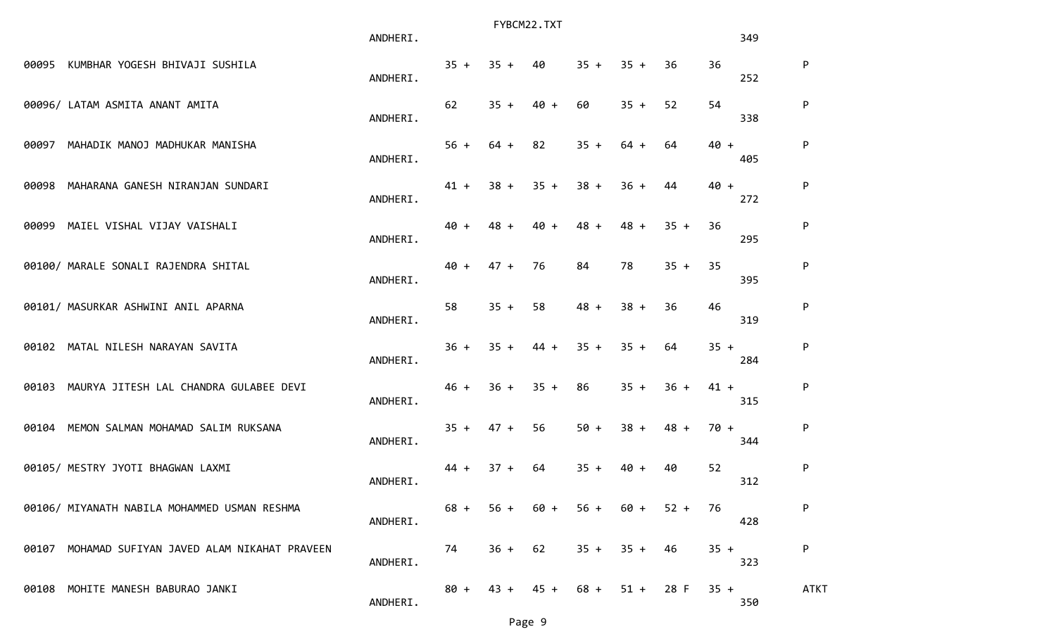| Seat No. | Name | College | | | | | | | | Total | Result |
|---|---|---|---|---|---|---|---|---|---|---|---|
| | | ANDHERI. | | | | | | | | 349 | |
| 00095 | KUMBHAR YOGESH BHIVAJI SUSHILA | ANDHERI. | 35 + | 35 + | 40 | 35 + | 35 + | 36 | 36 | 252 | P |
| 00096/ | LATAM ASMITA ANANT AMITA | ANDHERI. | 62 | 35 + | 40 + | 60 | 35 + | 52 | 54 | 338 | P |
| 00097 | MAHADIK MANOJ MADHUKAR MANISHA | ANDHERI. | 56 + | 64 + | 82 | 35 + | 64 + | 64 | 40 + | 405 | P |
| 00098 | MAHARANA GANESH NIRANJAN SUNDARI | ANDHERI. | 41 + | 38 + | 35 + | 38 + | 36 + | 44 | 40 + | 272 | P |
| 00099 | MAIEL VISHAL VIJAY VAISHALI | ANDHERI. | 40 + | 48 + | 40 + | 48 + | 48 + | 35 + | 36 | 295 | P |
| 00100/ | MARALE SONALI RAJENDRA SHITAL | ANDHERI. | 40 + | 47 + | 76 | 84 | 78 | 35 + | 35 | 395 | P |
| 00101/ | MASURKAR ASHWINI ANIL APARNA | ANDHERI. | 58 | 35 + | 58 | 48 + | 38 + | 36 | 46 | 319 | P |
| 00102 | MATAL NILESH NARAYAN SAVITA | ANDHERI. | 36 + | 35 + | 44 + | 35 + | 35 + | 64 | 35 + | 284 | P |
| 00103 | MAURYA JITESH LAL CHANDRA GULABEE DEVI | ANDHERI. | 46 + | 36 + | 35 + | 86 | 35 + | 36 + | 41 + | 315 | P |
| 00104 | MEMON SALMAN MOHAMAD SALIM RUKSANA | ANDHERI. | 35 + | 47 + | 56 | 50 + | 38 + | 48 + | 70 + | 344 | P |
| 00105/ | MESTRY JYOTI BHAGWAN LAXMI | ANDHERI. | 44 + | 37 + | 64 | 35 + | 40 + | 40 | 52 | 312 | P |
| 00106/ | MIYANATH NABILA MOHAMMED USMAN RESHMA | ANDHERI. | 68 + | 56 + | 60 + | 56 + | 60 + | 52 + | 76 | 428 | P |
| 00107 | MOHAMAD SUFIYAN JAVED ALAM NIKAHAT PRAVEEN | ANDHERI. | 74 | 36 + | 62 | 35 + | 35 + | 46 | 35 + | 323 | P |
| 00108 | MOHITE MANESH BABURAO JANKI | ANDHERI. | 80 + | 43 + | 45 + | 68 + | 51 + | 28 F | 35 + | 350 | ATKT |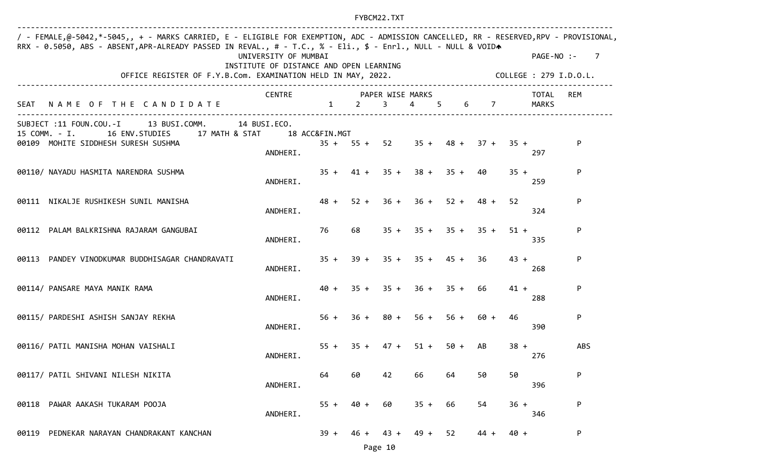/ - FEMALE,@-5042,*-5045,, + - MARKS CARRIED, E - ELIGIBLE FOR EXEMPTION, ADC - ADMISSION CANCELLED, RR - RESERVED,RPV - PROVISIONAL, RRX - 0.5050, ABS - ABSENT,APR-ALREADY PASSED IN REVAL., # - T.C., % - Eli., $ - Enrl., NULL - NULL & VOID

UNIVERSITY OF MUMBAI
INSTITUTE OF DISTANCE AND OPEN LEARNING
OFFICE REGISTER OF F.Y.B.Com. EXAMINATION HELD IN MAY, 2022.

PAGE-NO :- 7

COLLEGE : 279 I.D.O.L.

SUBJECT :11 FOUN.COU.-I 13 BUSI.COMM. 14 BUSI.ECO.
15 COMM. - I. 16 ENV.STUDIES 17 MATH & STAT 18 ACC&FIN.MGT

| SEAT | NAME OF THE CANDIDATE | CENTRE | 1 | 2 | 3 | 4 | 5 | 6 | 7 | TOTAL MARKS | REM |
|---|---|---|---|---|---|---|---|---|---|---|---|
| 00109 | MOHITE SIDDHESH SURESH SUSHMA | ANDHERI. | 35 + | 55 + | 52 | 35 + | 48 + | 37 + | 35 + | 297 | P |
| 00110/ | NAYADU HASMITA NARENDRA SUSHMA | ANDHERI. | 35 + | 41 + | 35 + | 38 + | 35 + | 40 | 35 + | 259 | P |
| 00111 | NIKALJE RUSHIKESH SUNIL MANISHA | ANDHERI. | 48 + | 52 + | 36 + | 36 + | 52 + | 48 + | 52 | 324 | P |
| 00112 | PALAM BALKRISHNA RAJARAM GANGUBAI | ANDHERI. | 76 | 68 | 35 + | 35 + | 35 + | 35 + | 51 + | 335 | P |
| 00113 | PANDEY VINODKUMAR BUDDHISAGAR CHANDRAVATI | ANDHERI. | 35 + | 39 + | 35 + | 35 + | 45 + | 36 | 43 + | 268 | P |
| 00114/ | PANSARE MAYA MANIK RAMA | ANDHERI. | 40 + | 35 + | 35 + | 36 + | 35 + | 66 | 41 + | 288 | P |
| 00115/ | PARDESHI ASHISH SANJAY REKHA | ANDHERI. | 56 + | 36 + | 80 + | 56 + | 56 + | 60 + | 46 | 390 | P |
| 00116/ | PATIL MANISHA MOHAN VAISHALI | ANDHERI. | 55 + | 35 + | 47 + | 51 + | 50 + | AB | 38 + | 276 | ABS |
| 00117/ | PATIL SHIVANI NILESH NIKITA | ANDHERI. | 64 | 60 | 42 | 66 | 64 | 50 | 50 | 396 | P |
| 00118 | PAWAR AAKASH TUKARAM POOJA | ANDHERI. | 55 + | 40 + | 60 | 35 + | 66 | 54 | 36 + | 346 | P |
| 00119 | PEDNEKAR NARAYAN CHANDRAKANT KANCHAN | | 39 + | 46 + | 43 + | 49 + | 52 | 44 + | 40 + | | P |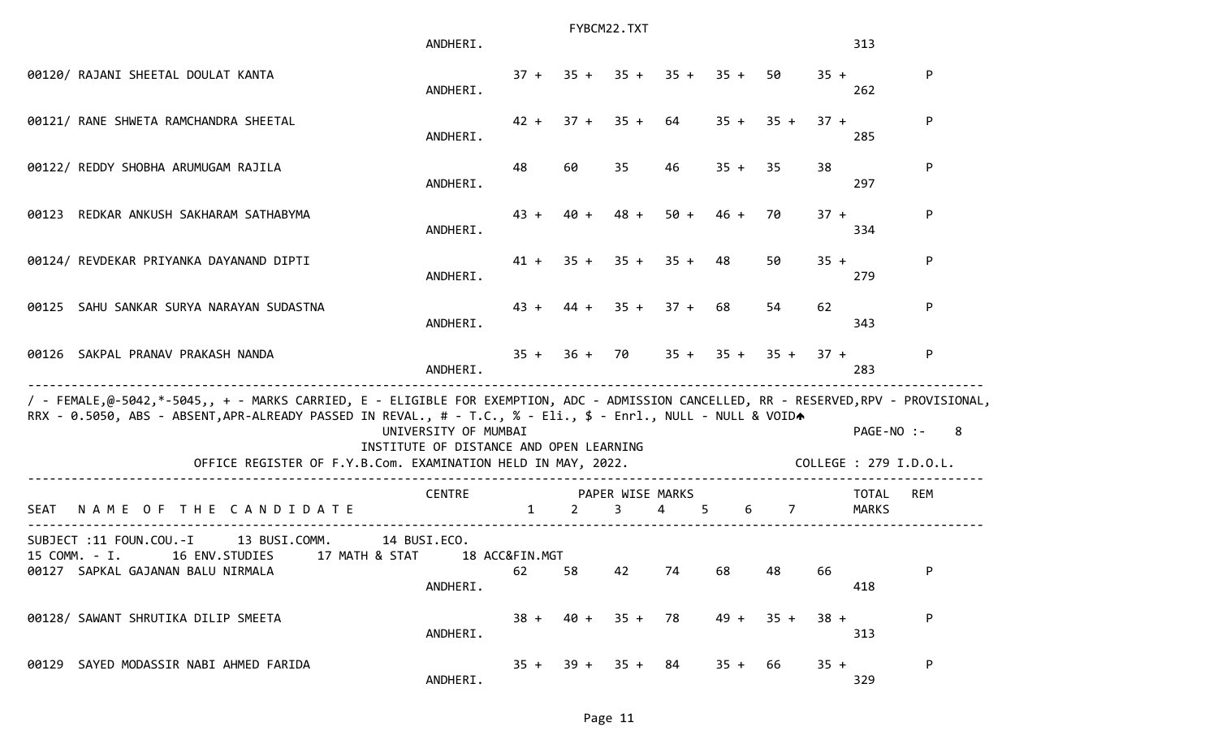| SEAT | NAME OF THE CANDIDATE | CENTRE | 1 | 2 | 3 | 4 | 5 | 6 | 7 | TOTAL MARKS | REM |
|---|---|---|---|---|---|---|---|---|---|---|---|
| | | ANDHERI. | | | | | | | | 313 | |
| 00120/ | RAJANI SHEETAL DOULAT KANTA | ANDHERI. | 37 + | 35 + | 35 + | 35 + | 35 + | 50 | 35 + | 262 | P |
| 00121/ | RANE SHWETA RAMCHANDRA SHEETAL | ANDHERI. | 42 + | 37 + | 35 + | 64 | 35 + | 35 + | 37 + | 285 | P |
| 00122/ | REDDY SHOBHA ARUMUGAM RAJILA | ANDHERI. | 48 | 60 | 35 | 46 | 35 + | 35 | 38 | 297 | P |
| 00123 | REDKAR ANKUSH SAKHARAM SATHABYMA | ANDHERI. | 43 + | 40 + | 48 + | 50 + | 46 + | 70 | 37 + | 334 | P |
| 00124/ | REVDEKAR PRIYANKA DAYANAND DIPTI | ANDHERI. | 41 + | 35 + | 35 + | 35 + | 48 | 50 | 35 + | 279 | P |
| 00125 | SAHU SANKAR SURYA NARAYAN SUDASTNA | ANDHERI. | 43 + | 44 + | 35 + | 37 + | 68 | 54 | 62 | 343 | P |
| 00126 | SAKPAL PRANAV PRAKASH NANDA | ANDHERI. | 35 + | 36 + | 70 | 35 + | 35 + | 35 + | 37 + | 283 | P |

/ - FEMALE,@-5042,*-5045,, + - MARKS CARRIED, E - ELIGIBLE FOR EXEMPTION, ADC - ADMISSION CANCELLED, RR - RESERVED,RPV - PROVISIONAL, RRX - 0.5050, ABS - ABSENT,APR-ALREADY PASSED IN REVAL., # - T.C., % - Eli., $ - Enrl., NULL - NULL & VOID

UNIVERSITY OF MUMBAI

PAGE-NO :- 8

INSTITUTE OF DISTANCE AND OPEN LEARNING

OFFICE REGISTER OF F.Y.B.Com. EXAMINATION HELD IN MAY, 2022.

COLLEGE : 279 I.D.O.L.

SUBJECT :11 FOUN.COU.-I 13 BUSI.COMM. 14 BUSI.ECO. 15 COMM. - I. 16 ENV.STUDIES 17 MATH & STAT 18 ACC&FIN.MGT

| SEAT | NAME OF THE CANDIDATE | CENTRE | 1 | 2 | 3 | 4 | 5 | 6 | 7 | TOTAL MARKS | REM |
|---|---|---|---|---|---|---|---|---|---|---|---|
| 00127 | SAPKAL GAJANAN BALU NIRMALA | ANDHERI. | 62 | 58 | 42 | 74 | 68 | 48 | 66 | 418 | P |
| 00128/ | SAWANT SHRUTIKA DILIP SMEETA | ANDHERI. | 38 + | 40 + | 35 + | 78 | 49 + | 35 + | 38 + | 313 | P |
| 00129 | SAYED MODASSIR NABI AHMED FARIDA | ANDHERI. | 35 + | 39 + | 35 + | 84 | 35 + | 66 | 35 + | 329 | P |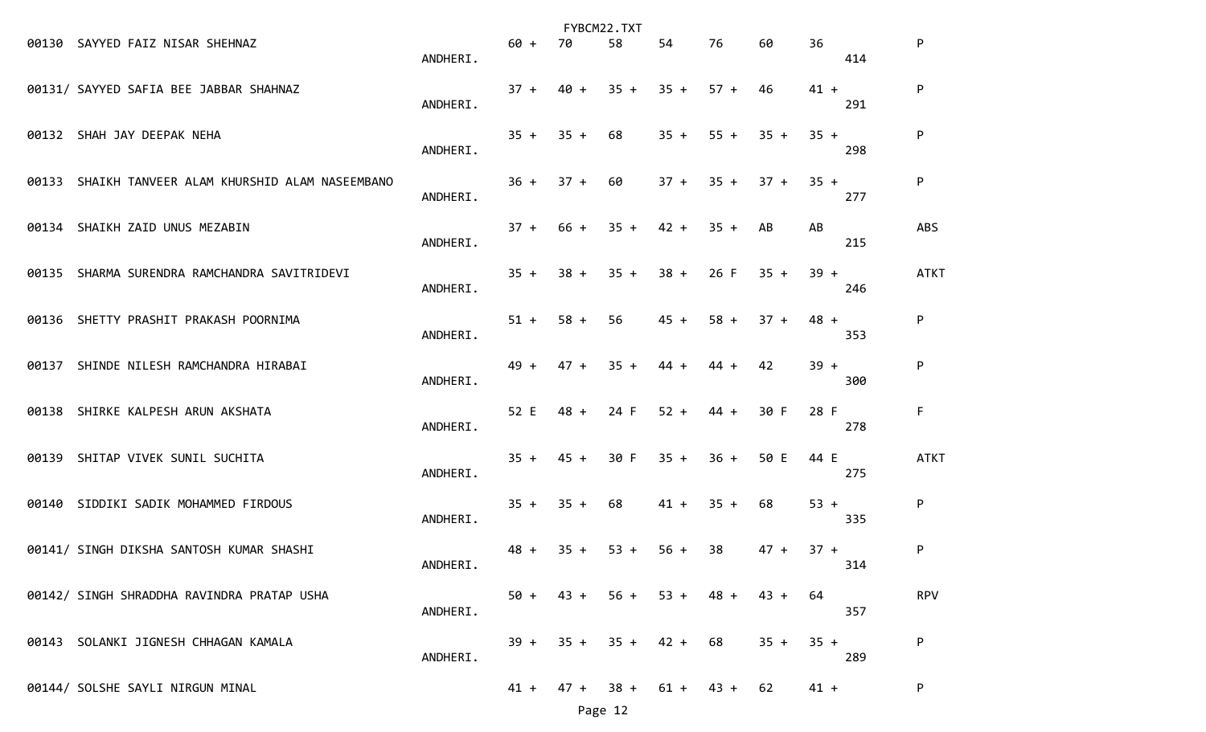| Seat No | Name | College | Sub 1 | Sub 2 | Sub 3 | Sub 4 | Sub 5 | Sub 6 | Sub 7 | Total | Result |
|---|---|---|---|---|---|---|---|---|---|---|---|
| 00130 | SAYYED FAIZ NISAR SHEHNAZ | ANDHERI. | 60 + | 70 | 58 | 54 | 76 | 60 | 36 | 414 | P |
| 00131/ | SAYYED SAFIA BEE JABBAR SHAHNAZ | ANDHERI. | 37 + | 40 + | 35 + | 35 + | 57 + | 46 | 41 + | 291 | P |
| 00132 | SHAH JAY DEEPAK NEHA | ANDHERI. | 35 + | 35 + | 68 | 35 + | 55 + | 35 + | 35 + | 298 | P |
| 00133 | SHAIKH TANVEER ALAM KHURSHID ALAM NASEEMBANO | ANDHERI. | 36 + | 37 + | 60 | 37 + | 35 + | 37 + | 35 + | 277 | P |
| 00134 | SHAIKH ZAID UNUS MEZABIN | ANDHERI. | 37 + | 66 + | 35 + | 42 + | 35 + | AB | AB | 215 | ABS |
| 00135 | SHARMA SURENDRA RAMCHANDRA SAVITRIDEVI | ANDHERI. | 35 + | 38 + | 35 + | 38 + | 26 F | 35 + | 39 + | 246 | ATKT |
| 00136 | SHETTY PRASHIT PRAKASH POORNIMA | ANDHERI. | 51 + | 58 + | 56 | 45 + | 58 + | 37 + | 48 + | 353 | P |
| 00137 | SHINDE NILESH RAMCHANDRA HIRABAI | ANDHERI. | 49 + | 47 + | 35 + | 44 + | 44 + | 42 | 39 + | 300 | P |
| 00138 | SHIRKE KALPESH ARUN AKSHATA | ANDHERI. | 52 E | 48 + | 24 F | 52 + | 44 + | 30 F | 28 F | 278 | F |
| 00139 | SHITAP VIVEK SUNIL SUCHITA | ANDHERI. | 35 + | 45 + | 30 F | 35 + | 36 + | 50 E | 44 E | 275 | ATKT |
| 00140 | SIDDIKI SADIK MOHAMMED FIRDOUS | ANDHERI. | 35 + | 35 + | 68 | 41 + | 35 + | 68 | 53 + | 335 | P |
| 00141/ | SINGH DIKSHA SANTOSH KUMAR SHASHI | ANDHERI. | 48 + | 35 + | 53 + | 56 + | 38 | 47 + | 37 + | 314 | P |
| 00142/ | SINGH SHRADDHA RAVINDRA PRATAP USHA | ANDHERI. | 50 + | 43 + | 56 + | 53 + | 48 + | 43 + | 64 | 357 | RPV |
| 00143 | SOLANKI JIGNESH CHHAGAN KAMALA | ANDHERI. | 39 + | 35 + | 35 + | 42 + | 68 | 35 + | 35 + | 289 | P |
| 00144/ | SOLSHE SAYLI NIRGUN MINAL | | 41 + | 47 + | 38 + | 61 + | 43 + | 62 | 41 + | | P |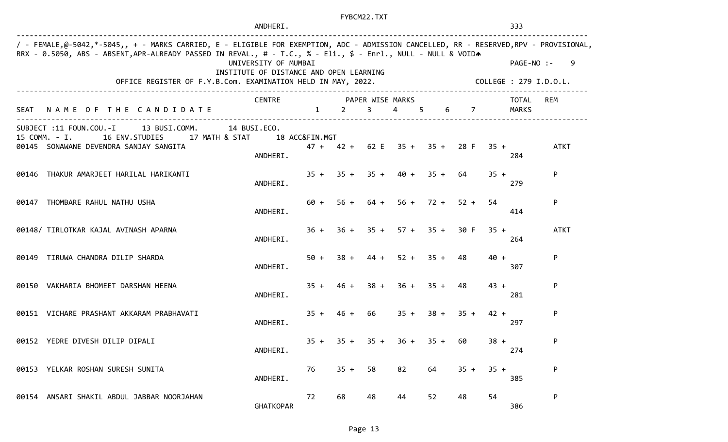FYBCM22.TXT

ANDHERI.

/ - FEMALE,@-5042,*-5045,, + - MARKS CARRIED, E - ELIGIBLE FOR EXEMPTION, ADC - ADMISSION CANCELLED, RR - RESERVED,RPV - PROVISIONAL, RRX - 0.5050, ABS - ABSENT,APR-ALREADY PASSED IN REVAL., # - T.C., % - Eli., $ - Enrl., NULL - NULL & VOID^

UNIVERSITY OF MUMBAI — PAGE-NO :- 9

INSTITUTE OF DISTANCE AND OPEN LEARNING

OFFICE REGISTER OF F.Y.B.Com. EXAMINATION HELD IN MAY, 2022. — COLLEGE : 279 I.D.O.L.

SUBJECT :11 FOUN.COU.-I 13 BUSI.COMM. 14 BUSI.ECO.
15 COMM. - I. 16 ENV.STUDIES 17 MATH & STAT 18 ACC&FIN.MGT

| SEAT | NAME OF THE CANDIDATE | CENTRE | 1 | 2 | 3 | 4 | 5 | 6 | 7 | TOTAL MARKS | REM |
|---|---|---|---|---|---|---|---|---|---|---|---|
| 00145 | SONAWANE DEVENDRA SANJAY SANGITA | ANDHERI. | 47 + | 42 + | 62 E | 35 + | 35 + | 28 F | 35 + | 284 | ATKT |
| 00146 | THAKUR AMARJEET HARILAL HARIKANTI | ANDHERI. | 35 + | 35 + | 35 + | 40 + | 35 + | 64 | 35 + | 279 | P |
| 00147 | THOMBARE RAHUL NATHU USHA | ANDHERI. | 60 + | 56 + | 64 + | 56 + | 72 + | 52 + | 54 | 414 | P |
| 00148/ | TIRLOTKAR KAJAL AVINASH APARNA | ANDHERI. | 36 + | 36 + | 35 + | 57 + | 35 + | 30 F | 35 + | 264 | ATKT |
| 00149 | TIRUWA CHANDRA DILIP SHARDA | ANDHERI. | 50 + | 38 + | 44 + | 52 + | 35 + | 48 | 40 + | 307 | P |
| 00150 | VAKHARIA BHOMEET DARSHAN HEENA | ANDHERI. | 35 + | 46 + | 38 + | 36 + | 35 + | 48 | 43 + | 281 | P |
| 00151 | VICHARE PRASHANT AKKARAM PRABHAVATI | ANDHERI. | 35 + | 46 + | 66 | 35 + | 38 + | 35 + | 42 + | 297 | P |
| 00152 | YEDRE DIVESH DILIP DIPALI | ANDHERI. | 35 + | 35 + | 35 + | 36 + | 35 + | 60 | 38 + | 274 | P |
| 00153 | YELKAR ROSHAN SURESH SUNITA | ANDHERI. | 76 | 35 + | 58 | 82 | 64 | 35 + | 35 + | 385 | P |
| 00154 | ANSARI SHAKIL ABDUL JABBAR NOORJAHAN | GHATKOPAR | 72 | 68 | 48 | 44 | 52 | 48 | 54 | 386 | P |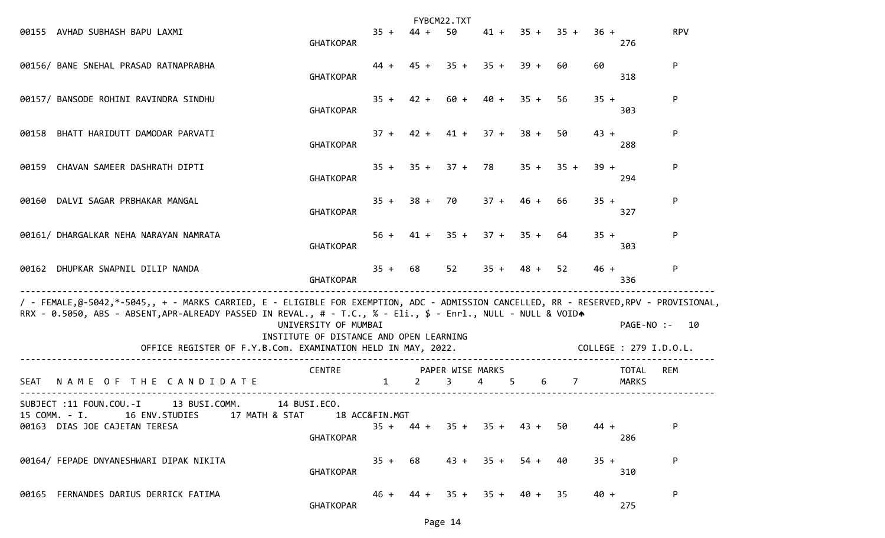| SEAT | NAME OF THE CANDIDATE | CENTRE | 1 | 2 | 3 | 4 | 5 | 6 | 7 | TOTAL MARKS | REM |
|---|---|---|---|---|---|---|---|---|---|---|---|
| 00155 | AVHAD SUBHASH BAPU LAXMI | GHATKOPAR | 35 + | 44 + | 50 | 41 + | 35 + | 35 + | 36 + | 276 | RPV |
| 00156/ | BANE SNEHAL PRASAD RATNAPRABHA | GHATKOPAR | 44 + | 45 + | 35 + | 35 + | 39 + | 60 | 60 | 318 | P |
| 00157/ | BANSODE ROHINI RAVINDRA SINDHU | GHATKOPAR | 35 + | 42 + | 60 + | 40 + | 35 + | 56 | 35 + | 303 | P |
| 00158 | BHATT HARIDUTT DAMODAR PARVATI | GHATKOPAR | 37 + | 42 + | 41 + | 37 + | 38 + | 50 | 43 + | 288 | P |
| 00159 | CHAVAN SAMEER DASHRATH DIPTI | GHATKOPAR | 35 + | 35 + | 37 + | 78 | 35 + | 35 + | 39 + | 294 | P |
| 00160 | DALVI SAGAR PRBHAKAR MANGAL | GHATKOPAR | 35 + | 38 + | 70 | 37 + | 46 + | 66 | 35 + | 327 | P |
| 00161/ | DHARGALKAR NEHA NARAYAN NAMRATA | GHATKOPAR | 56 + | 41 + | 35 + | 37 + | 35 + | 64 | 35 + | 303 | P |
| 00162 | DHUPKAR SWAPNIL DILIP NANDA | GHATKOPAR | 35 + | 68 | 52 | 35 + | 48 + | 52 | 46 + | 336 | P |

/ - FEMALE,@-5042,*-5045,, + - MARKS CARRIED, E - ELIGIBLE FOR EXEMPTION, ADC - ADMISSION CANCELLED, RR - RESERVED,RPV - PROVISIONAL, RRX - 0.5050, ABS - ABSENT,APR-ALREADY PASSED IN REVAL., # - T.C., % - Eli., $ - Enrl., NULL - NULL & VOID

UNIVERSITY OF MUMBAI

PAGE-NO :- 10

INSTITUTE OF DISTANCE AND OPEN LEARNING

OFFICE REGISTER OF F.Y.B.Com. EXAMINATION HELD IN MAY, 2022.

COLLEGE : 279 I.D.O.L.

SUBJECT :11 FOUN.COU.-I 13 BUSI.COMM. 14 BUSI.ECO.
15 COMM. - I. 16 ENV.STUDIES 17 MATH & STAT 18 ACC&FIN.MGT

| SEAT | NAME OF THE CANDIDATE | CENTRE | 1 | 2 | 3 | 4 | 5 | 6 | 7 | TOTAL MARKS | REM |
|---|---|---|---|---|---|---|---|---|---|---|---|
| 00163 | DIAS JOE CAJETAN TERESA | GHATKOPAR | 35 + | 44 + | 35 + | 35 + | 43 + | 50 | 44 + | 286 | P |
| 00164/ | FEPADE DNYANESHWARI DIPAK NIKITA | GHATKOPAR | 35 + | 68 | 43 + | 35 + | 54 + | 40 | 35 + | 310 | P |
| 00165 | FERNANDES DARIUS DERRICK FATIMA | GHATKOPAR | 46 + | 44 + | 35 + | 35 + | 40 + | 35 | 40 + | 275 | P |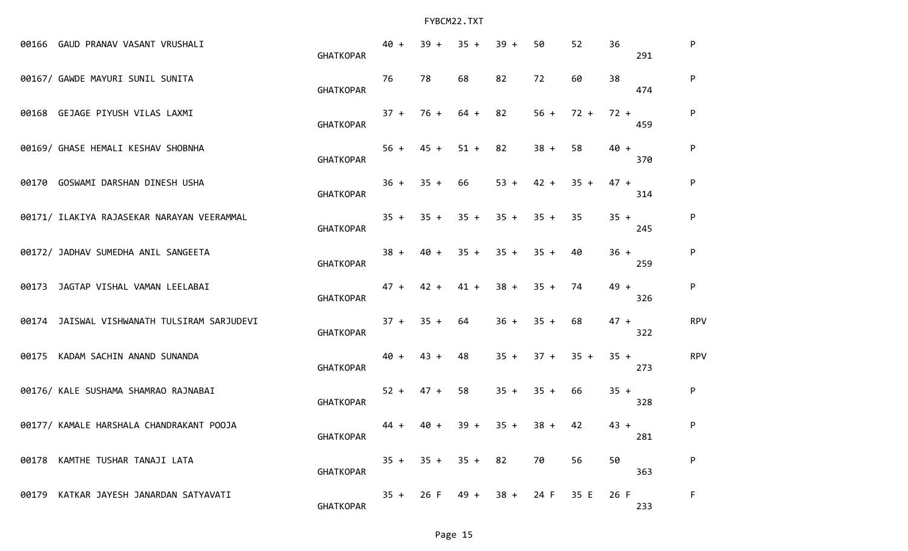| Seat No. | Name | Centre | M1 | M2 | M3 | M4 | M5 | M6 | M7 | Total | Result |
|---|---|---|---|---|---|---|---|---|---|---|---|
| 00166 | GAUD PRANAV VASANT VRUSHALI | GHATKOPAR | 40 + | 39 + | 35 + | 39 + | 50 | 52 | 36 | 291 | P |
| 00167/ | GAWDE MAYURI SUNIL SUNITA | GHATKOPAR | 76 | 78 | 68 | 82 | 72 | 60 | 38 | 474 | P |
| 00168 | GEJAGE PIYUSH VILAS LAXMI | GHATKOPAR | 37 + | 76 + | 64 + | 82 | 56 + | 72 + | 72 + | 459 | P |
| 00169/ | GHASE HEMALI KESHAV SHOBNHA | GHATKOPAR | 56 + | 45 + | 51 + | 82 | 38 + | 58 | 40 + | 370 | P |
| 00170 | GOSWAMI DARSHAN DINESH USHA | GHATKOPAR | 36 + | 35 + | 66 | 53 + | 42 + | 35 + | 47 + | 314 | P |
| 00171/ | ILAKIYA RAJASEKAR NARAYAN VEERAMMAL | GHATKOPAR | 35 + | 35 + | 35 + | 35 + | 35 + | 35 | 35 + | 245 | P |
| 00172/ | JADHAV SUMEDHA ANIL SANGEETA | GHATKOPAR | 38 + | 40 + | 35 + | 35 + | 35 + | 40 | 36 + | 259 | P |
| 00173 | JAGTAP VISHAL VAMAN LEELABAI | GHATKOPAR | 47 + | 42 + | 41 + | 38 + | 35 + | 74 | 49 + | 326 | P |
| 00174 | JAISWAL VISHWANATH TULSIRAM SARJUDEVI | GHATKOPAR | 37 + | 35 + | 64 | 36 + | 35 + | 68 | 47 + | 322 | RPV |
| 00175 | KADAM SACHIN ANAND SUNANDA | GHATKOPAR | 40 + | 43 + | 48 | 35 + | 37 + | 35 + | 35 + | 273 | RPV |
| 00176/ | KALE SUSHAMA SHAMRAO RAJNABAI | GHATKOPAR | 52 + | 47 + | 58 | 35 + | 35 + | 66 | 35 + | 328 | P |
| 00177/ | KAMALE HARSHALA CHANDRAKANT POOJA | GHATKOPAR | 44 + | 40 + | 39 + | 35 + | 38 + | 42 | 43 + | 281 | P |
| 00178 | KAMTHE TUSHAR TANAJI LATA | GHATKOPAR | 35 + | 35 + | 35 + | 82 | 70 | 56 | 50 | 363 | P |
| 00179 | KATKAR JAYESH JANARDAN SATYAVATI | GHATKOPAR | 35 + | 26 F | 49 + | 38 + | 24 F | 35 E | 26 F | 233 | F |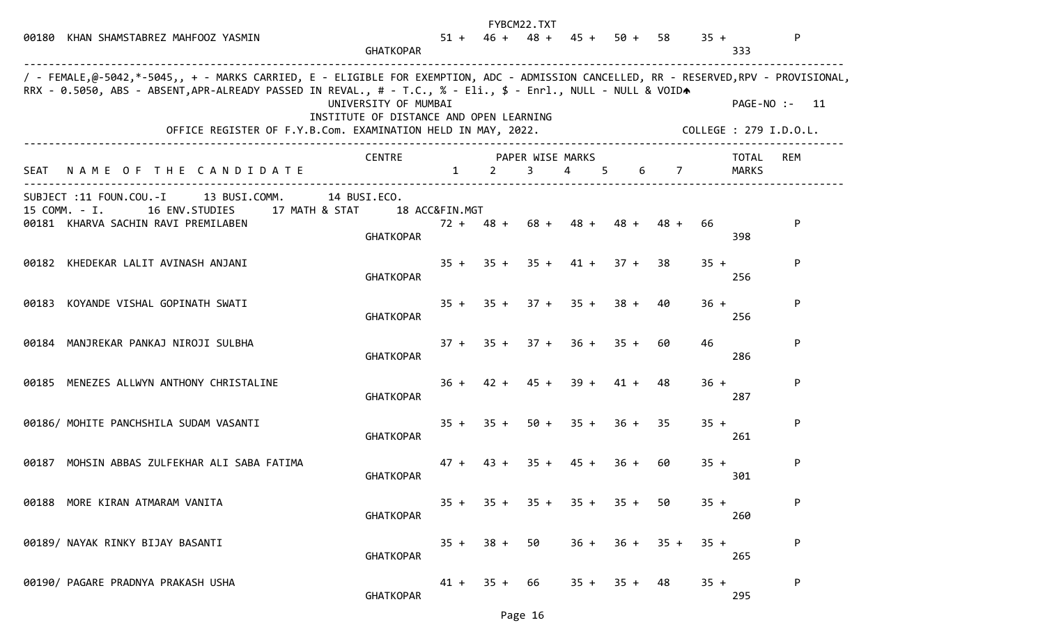| SEAT | NAME OF THE CANDIDATE | CENTRE | 1 | 2 | 3 | 4 | 5 | 6 | 7 | TOTAL MARKS | REM |
|---|---|---|---|---|---|---|---|---|---|---|---|
| 00180 | KHAN SHAMSTABREZ MAHFOOZ YASMIN | GHATKOPAR | 51 + | 46 + | 48 + | 45 + | 50 + | 58 | 35 + | 333 | P |

/ - FEMALE,@-5042,*-5045,, + - MARKS CARRIED, E - ELIGIBLE FOR EXEMPTION, ADC - ADMISSION CANCELLED, RR - RESERVED,RPV - PROVISIONAL, RRX - 0.5050, ABS - ABSENT,APR-ALREADY PASSED IN REVAL., # - T.C., % - Eli., $ - Enrl., NULL - NULL & VOID

UNIVERSITY OF MUMBAI
INSTITUTE OF DISTANCE AND OPEN LEARNING

PAGE-NO :- 11

OFFICE REGISTER OF F.Y.B.Com. EXAMINATION HELD IN MAY, 2022. COLLEGE : 279 I.D.O.L.

SUBJECT :11 FOUN.COU.-I 13 BUSI.COMM. 14 BUSI.ECO. 15 COMM. - I. 16 ENV.STUDIES 17 MATH & STAT 18 ACC&FIN.MGT

| SEAT | NAME OF THE CANDIDATE | CENTRE | 1 | 2 | 3 | 4 | 5 | 6 | 7 | TOTAL MARKS | REM |
|---|---|---|---|---|---|---|---|---|---|---|---|
| 00181 | KHARVA SACHIN RAVI PREMILABEN | GHATKOPAR | 72 + | 48 + | 68 + | 48 + | 48 + | 48 + | 66 | 398 | P |
| 00182 | KHEDEKAR LALIT AVINASH ANJANI | GHATKOPAR | 35 + | 35 + | 35 + | 41 + | 37 + | 38 | 35 + | 256 | P |
| 00183 | KOYANDE VISHAL GOPINATH SWATI | GHATKOPAR | 35 + | 35 + | 37 + | 35 + | 38 + | 40 | 36 + | 256 | P |
| 00184 | MANJREKAR PANKAJ NIROJI SULBHA | GHATKOPAR | 37 + | 35 + | 37 + | 36 + | 35 + | 60 | 46 | 286 | P |
| 00185 | MENEZES ALLWYN ANTHONY CHRISTALINE | GHATKOPAR | 36 + | 42 + | 45 + | 39 + | 41 + | 48 | 36 + | 287 | P |
| 00186/ | MOHITE PANCHSHILA SUDAM VASANTI | GHATKOPAR | 35 + | 35 + | 50 + | 35 + | 36 + | 35 | 35 + | 261 | P |
| 00187 | MOHSIN ABBAS ZULFEKHAR ALI SABA FATIMA | GHATKOPAR | 47 + | 43 + | 35 + | 45 + | 36 + | 60 | 35 + | 301 | P |
| 00188 | MORE KIRAN ATMARAM VANITA | GHATKOPAR | 35 + | 35 + | 35 + | 35 + | 35 + | 50 | 35 + | 260 | P |
| 00189/ | NAYAK RINKY BIJAY BASANTI | GHATKOPAR | 35 + | 38 + | 50 | 36 + | 36 + | 35 + | 35 + | 265 | P |
| 00190/ | PAGARE PRADNYA PRAKASH USHA | GHATKOPAR | 41 + | 35 + | 66 | 35 + | 35 + | 48 | 35 + | 295 | P |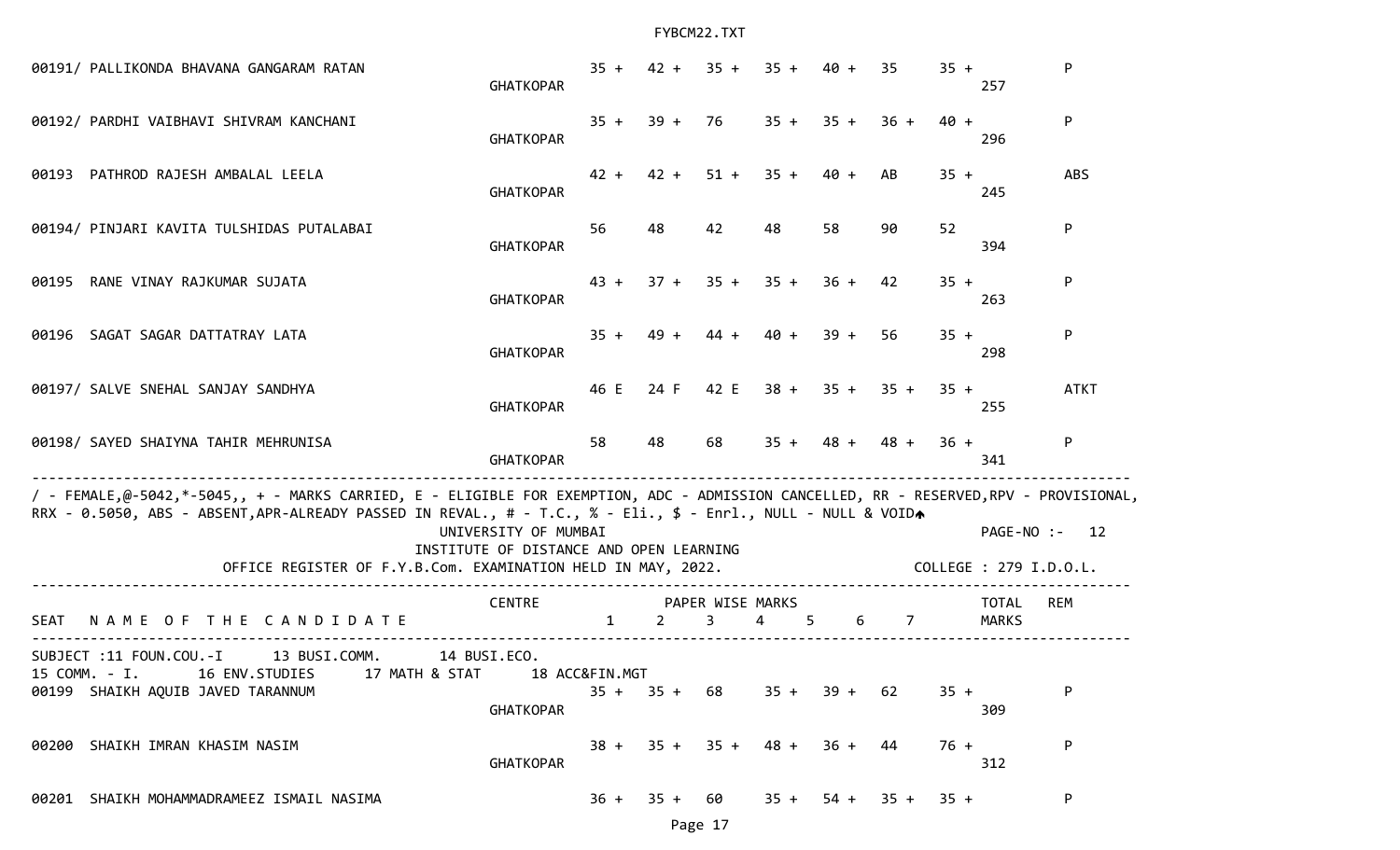| SEAT | NAME OF THE CANDIDATE | CENTRE | 1 | 2 | 3 | 4 | 5 | 6 | 7 | TOTAL MARKS | REM |
|---|---|---|---|---|---|---|---|---|---|---|---|
| 00191/ | PALLIKONDA BHAVANA GANGARAM RATAN | GHATKOPAR | 35 + | 42 + | 35 + | 35 + | 40 + | 35 | 35 + | 257 | P |
| 00192/ | PARDHI VAIBHAVI SHIVRAM KANCHANI | GHATKOPAR | 35 + | 39 + | 76 | 35 + | 35 + | 36 + | 40 + | 296 | P |
| 00193 | PATHROD RAJESH AMBALAL LEELA | GHATKOPAR | 42 + | 42 + | 51 + | 35 + | 40 + | AB | 35 + | 245 | ABS |
| 00194/ | PINJARI KAVITA TULSHIDAS PUTALABAI | GHATKOPAR | 56 | 48 | 42 | 48 | 58 | 90 | 52 | 394 | P |
| 00195 | RANE VINAY RAJKUMAR SUJATA | GHATKOPAR | 43 + | 37 + | 35 + | 35 + | 36 + | 42 | 35 + | 263 | P |
| 00196 | SAGAT SAGAR DATTATRAY LATA | GHATKOPAR | 35 + | 49 + | 44 + | 40 + | 39 + | 56 | 35 + | 298 | P |
| 00197/ | SALVE SNEHAL SANJAY SANDHYA | GHATKOPAR | 46 E | 24 F | 42 E | 38 + | 35 + | 35 + | 35 + | 255 | ATKT |
| 00198/ | SAYED SHAIYNA TAHIR MEHRUNISA | GHATKOPAR | 58 | 48 | 68 | 35 + | 48 + | 48 + | 36 + | 341 | P |

/ - FEMALE,@-5042,*-5045,, + - MARKS CARRIED, E - ELIGIBLE FOR EXEMPTION, ADC - ADMISSION CANCELLED, RR - RESERVED,RPV - PROVISIONAL, RRX - 0.5050, ABS - ABSENT,APR-ALREADY PASSED IN REVAL., # - T.C., % - Eli., $ - Enrl., NULL - NULL & VOID

UNIVERSITY OF MUMBAI
PAGE-NO :- 12

INSTITUTE OF DISTANCE AND OPEN LEARNING

OFFICE REGISTER OF F.Y.B.Com. EXAMINATION HELD IN MAY, 2022.
COLLEGE : 279 I.D.O.L.

SUBJECT :11 FOUN.COU.-I 13 BUSI.COMM. 14 BUSI.ECO.
15 COMM. - I. 16 ENV.STUDIES 17 MATH & STAT 18 ACC&FIN.MGT

| SEAT | NAME OF THE CANDIDATE | CENTRE | 1 | 2 | 3 | 4 | 5 | 6 | 7 | TOTAL MARKS | REM |
|---|---|---|---|---|---|---|---|---|---|---|---|
| 00199 | SHAIKH AQUIB JAVED TARANNUM | GHATKOPAR | 35 + | 35 + | 68 | 35 + | 39 + | 62 | 35 + | 309 | P |
| 00200 | SHAIKH IMRAN KHASIM NASIM | GHATKOPAR | 38 + | 35 + | 35 + | 48 + | 36 + | 44 | 76 + | 312 | P |
| 00201 | SHAIKH MOHAMMADRAMEEZ ISMAIL NASIMA | | 36 + | 35 + | 60 | 35 + | 54 + | 35 + | 35 + | | P |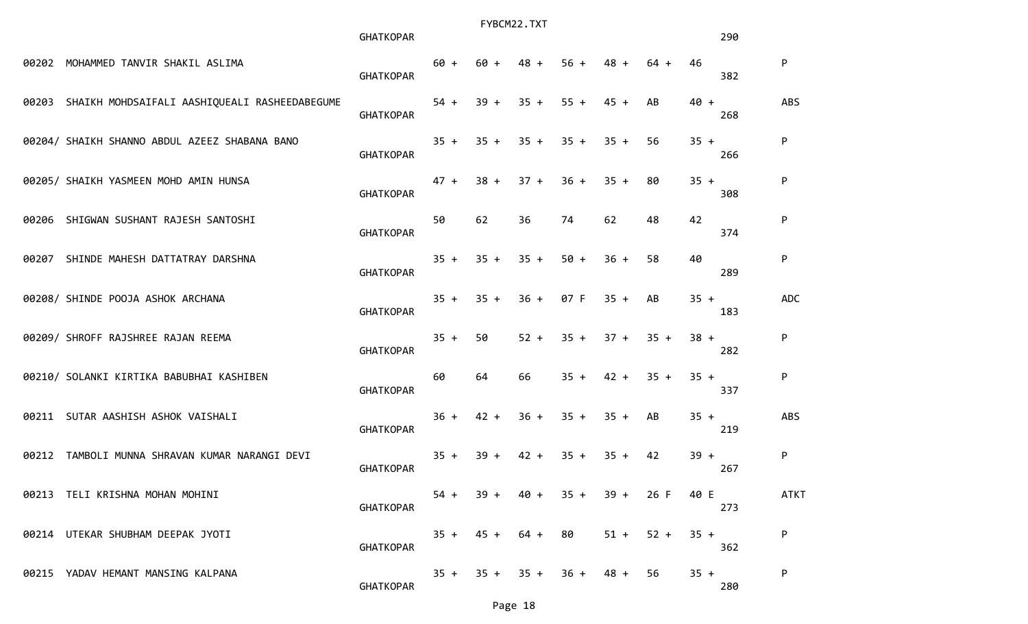| Seat No. | Name | College | Sub 1 | Sub 2 | Sub 3 | Sub 4 | Sub 5 | Sub 6 | Sub 7 | Total | Result |
|---|---|---|---|---|---|---|---|---|---|---|---|
| | | GHATKOPAR | | | | | | | | 290 | |
| 00202 | MOHAMMED TANVIR SHAKIL ASLIMA | GHATKOPAR | 60 + | 60 + | 48 + | 56 + | 48 + | 64 + | 46 | 382 | P |
| 00203 | SHAIKH MOHDSAIFALI AASHIQUEALI RASHEEDABEGUME | GHATKOPAR | 54 + | 39 + | 35 + | 55 + | 45 + | AB | 40 + | 268 | ABS |
| 00204/ | SHAIKH SHANNO ABDUL AZEEZ SHABANA BANO | GHATKOPAR | 35 + | 35 + | 35 + | 35 + | 35 + | 56 | 35 + | 266 | P |
| 00205/ | SHAIKH YASMEEN MOHD AMIN HUNSA | GHATKOPAR | 47 + | 38 + | 37 + | 36 + | 35 + | 80 | 35 + | 308 | P |
| 00206 | SHIGWAN SUSHANT RAJESH SANTOSHI | GHATKOPAR | 50 | 62 | 36 | 74 | 62 | 48 | 42 | 374 | P |
| 00207 | SHINDE MAHESH DATTATRAY DARSHNA | GHATKOPAR | 35 + | 35 + | 35 + | 50 + | 36 + | 58 | 40 | 289 | P |
| 00208/ | SHINDE POOJA ASHOK ARCHANA | GHATKOPAR | 35 + | 35 + | 36 + | 07 F | 35 + | AB | 35 + | 183 | ADC |
| 00209/ | SHROFF RAJSHREE RAJAN REEMA | GHATKOPAR | 35 + | 50 | 52 + | 35 + | 37 + | 35 + | 38 + | 282 | P |
| 00210/ | SOLANKI KIRTIKA BABUBHAI KASHIBEN | GHATKOPAR | 60 | 64 | 66 | 35 + | 42 + | 35 + | 35 + | 337 | P |
| 00211 | SUTAR AASHISH ASHOK VAISHALI | GHATKOPAR | 36 + | 42 + | 36 + | 35 + | 35 + | AB | 35 + | 219 | ABS |
| 00212 | TAMBOLI MUNNA SHRAVAN KUMAR NARANGI DEVI | GHATKOPAR | 35 + | 39 + | 42 + | 35 + | 35 + | 42 | 39 + | 267 | P |
| 00213 | TELI KRISHNA MOHAN MOHINI | GHATKOPAR | 54 + | 39 + | 40 + | 35 + | 39 + | 26 F | 40 E | 273 | ATKT |
| 00214 | UTEKAR SHUBHAM DEEPAK JYOTI | GHATKOPAR | 35 + | 45 + | 64 + | 80 | 51 + | 52 + | 35 + | 362 | P |
| 00215 | YADAV HEMANT MANSING KALPANA | GHATKOPAR | 35 + | 35 + | 35 + | 36 + | 48 + | 56 | 35 + | 280 | P |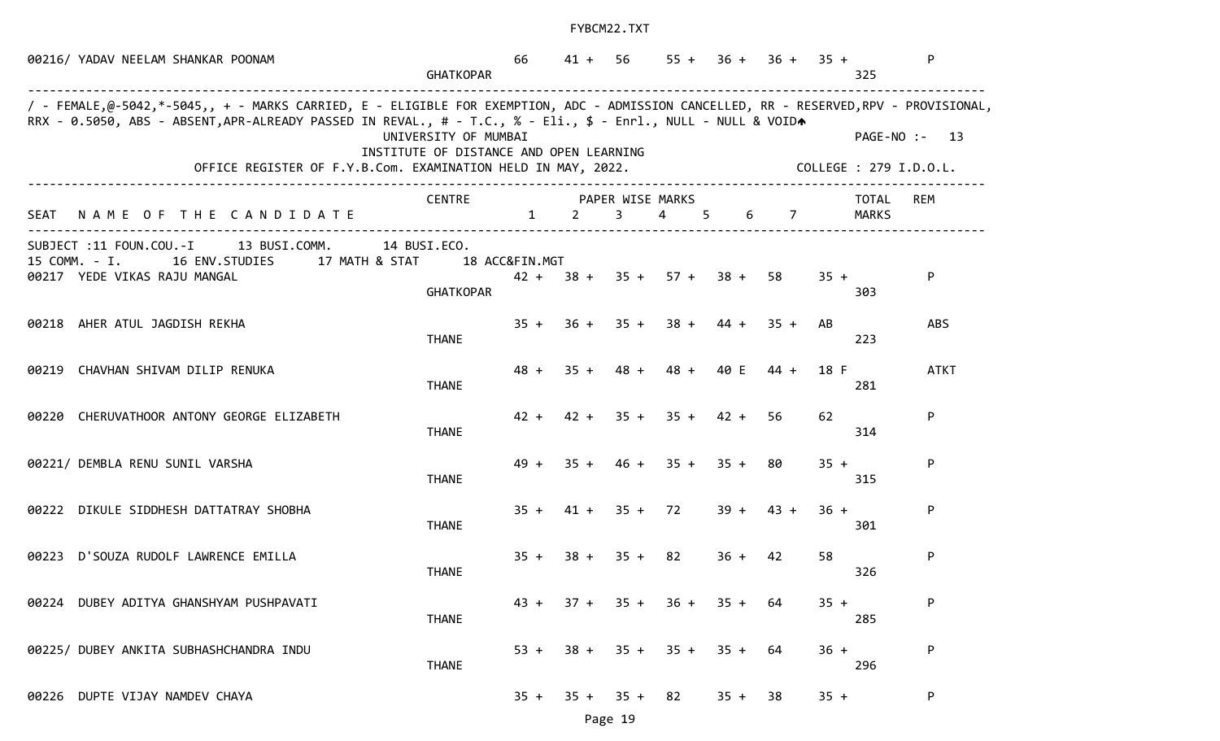| SEAT | NAME OF THE CANDIDATE | CENTRE | 1 | 2 | 3 | 4 | 5 | 6 | 7 | TOTAL MARKS | REM |
|---|---|---|---|---|---|---|---|---|---|---|---|
| 00216/ | YADAV NEELAM SHANKAR POONAM | GHATKOPAR | 66 | 41 + | 56 | 55 + | 36 + | 36 + | 35 + | 325 | P |

/ - FEMALE,@-5042,*-5045,, + - MARKS CARRIED, E - ELIGIBLE FOR EXEMPTION, ADC - ADMISSION CANCELLED, RR - RESERVED,RPV - PROVISIONAL, RRX - 0.5050, ABS - ABSENT,APR-ALREADY PASSED IN REVAL., # - T.C., % - Eli., $ - Enrl., NULL - NULL & VOID

UNIVERSITY OF MUMBAI

INSTITUTE OF DISTANCE AND OPEN LEARNING

OFFICE REGISTER OF F.Y.B.Com. EXAMINATION HELD IN MAY, 2022.

PAGE-NO :- 13

COLLEGE : 279 I.D.O.L.

SUBJECT :11 FOUN.COU.-I 13 BUSI.COMM. 14 BUSI.ECO. 15 COMM. - I. 16 ENV.STUDIES 17 MATH & STAT 18 ACC&FIN.MGT

| SEAT | NAME OF THE CANDIDATE | CENTRE | PAPER WISE MARKS 1 | 2 | 3 | 4 | 5 | 6 | 7 | TOTAL MARKS | REM |
|---|---|---|---|---|---|---|---|---|---|---|---|
| 00217 | YEDE VIKAS RAJU MANGAL | GHATKOPAR | 42 + | 38 + | 35 + | 57 + | 38 + | 58 | 35 + | 303 | P |
| 00218 | AHER ATUL JAGDISH REKHA | THANE | 35 + | 36 + | 35 + | 38 + | 44 + | 35 + | AB | 223 | ABS |
| 00219 | CHAVHAN SHIVAM DILIP RENUKA | THANE | 48 + | 35 + | 48 + | 48 + | 40 E | 44 + | 18 F | 281 | ATKT |
| 00220 | CHERUVATHOOR ANTONY GEORGE ELIZABETH | THANE | 42 + | 42 + | 35 + | 35 + | 42 + | 56 | 62 | 314 | P |
| 00221/ | DEMBLA RENU SUNIL VARSHA | THANE | 49 + | 35 + | 46 + | 35 + | 35 + | 80 | 35 + | 315 | P |
| 00222 | DIKULE SIDDHESH DATTATRAY SHOBHA | THANE | 35 + | 41 + | 35 + | 72 | 39 + | 43 + | 36 + | 301 | P |
| 00223 | D'SOUZA RUDOLF LAWRENCE EMILLA | THANE | 35 + | 38 + | 35 + | 82 | 36 + | 42 | 58 | 326 | P |
| 00224 | DUBEY ADITYA GHANSHYAM PUSHPAVATI | THANE | 43 + | 37 + | 35 + | 36 + | 35 + | 64 | 35 + | 285 | P |
| 00225/ | DUBEY ANKITA SUBHASHCHANDRA INDU | THANE | 53 + | 38 + | 35 + | 35 + | 35 + | 64 | 36 + | 296 | P |
| 00226 | DUPTE VIJAY NAMDEV CHAYA | | 35 + | 35 + | 35 + | 82 | 35 + | 38 | 35 + | | P |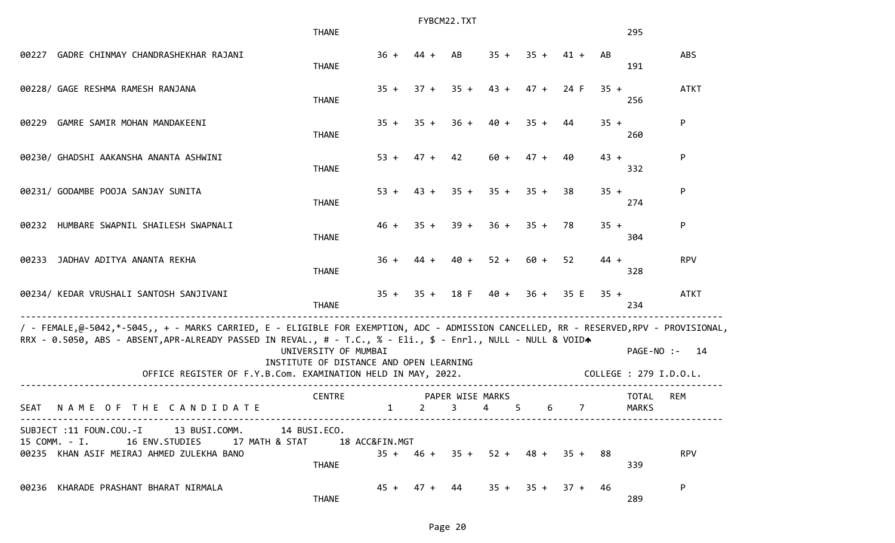| SEAT | NAME OF THE CANDIDATE | CENTRE | 1 | 2 | 3 | 4 | 5 | 6 | 7 | TOTAL MARKS | REM |
|---|---|---|---|---|---|---|---|---|---|---|---|
| | | THANE | | | | | | | | 295 | |
| 00227 | GADRE CHINMAY CHANDRASHEKHAR RAJANI | THANE | 36 + | 44 + | AB | 35 + | 35 + | 41 + | AB | 191 | ABS |
| 00228/ | GAGE RESHMA RAMESH RANJANA | THANE | 35 + | 37 + | 35 + | 43 + | 47 + | 24 F | 35 + | 256 | ATKT |
| 00229 | GAMRE SAMIR MOHAN MANDAKEENI | THANE | 35 + | 35 + | 36 + | 40 + | 35 + | 44 | 35 + | 260 | P |
| 00230/ | GHADSHI AAKANSHA ANANTA ASHWINI | THANE | 53 + | 47 + | 42 | 60 + | 47 + | 40 | 43 + | 332 | P |
| 00231/ | GODAMBE POOJA SANJAY SUNITA | THANE | 53 + | 43 + | 35 + | 35 + | 35 + | 38 | 35 + | 274 | P |
| 00232 | HUMBARE SWAPNIL SHAILESH SWAPNALI | THANE | 46 + | 35 + | 39 + | 36 + | 35 + | 78 | 35 + | 304 | P |
| 00233 | JADHAV ADITYA ANANTA REKHA | THANE | 36 + | 44 + | 40 + | 52 + | 60 + | 52 | 44 + | 328 | RPV |
| 00234/ | KEDAR VRUSHALI SANTOSH SANJIVANI | THANE | 35 + | 35 + | 18 F | 40 + | 36 + | 35 E | 35 + | 234 | ATKT |

/ - FEMALE,@-5042,*-5045,, + - MARKS CARRIED, E - ELIGIBLE FOR EXEMPTION, ADC - ADMISSION CANCELLED, RR - RESERVED,RPV - PROVISIONAL, RRX - 0.5050, ABS - ABSENT,APR-ALREADY PASSED IN REVAL., # - T.C., % - Eli., $ - Enrl., NULL - NULL & VOID

UNIVERSITY OF MUMBAI  
INSTITUTE OF DISTANCE AND OPEN LEARNING  
OFFICE REGISTER OF F.Y.B.Com. EXAMINATION HELD IN MAY, 2022.

PAGE-NO :- 14  
COLLEGE : 279 I.D.O.L.

SUBJECT :11 FOUN.COU.-I 13 BUSI.COMM. 14 BUSI.ECO.  
15 COMM. - I. 16 ENV.STUDIES 17 MATH & STAT 18 ACC&FIN.MGT

| SEAT | NAME OF THE CANDIDATE | CENTRE | 1 | 2 | 3 | 4 | 5 | 6 | 7 | TOTAL MARKS | REM |
|---|---|---|---|---|---|---|---|---|---|---|---|
| 00235 | KHAN ASIF MEIRAJ AHMED ZULEKHA BANO | THANE | 35 + | 46 + | 35 + | 52 + | 48 + | 35 + | 88 | 339 | RPV |
| 00236 | KHARADE PRASHANT BHARAT NIRMALA | THANE | 45 + | 47 + | 44 | 35 + | 35 + | 37 + | 46 | 289 | P |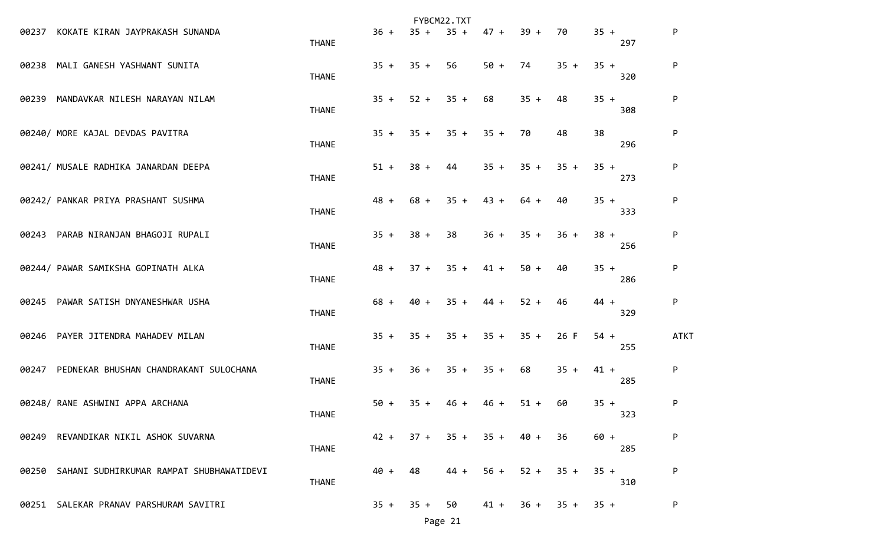| Seat No | Name | Centre | | | | | | | | Total | Result |
|---|---|---|---|---|---|---|---|---|---|---|---|
| 00237 | KOKATE KIRAN JAYPRAKASH SUNANDA | THANE | 36 + | 35 + | 35 + | 47 + | 39 + | 70 | 35 + | 297 | P |
| 00238 | MALI GANESH YASHWANT SUNITA | THANE | 35 + | 35 + | 56 | 50 + | 74 | 35 + | 35 + | 320 | P |
| 00239 | MANDAVKAR NILESH NARAYAN NILAM | THANE | 35 + | 52 + | 35 + | 68 | 35 + | 48 | 35 + | 308 | P |
| 00240/ | MORE KAJAL DEVDAS PAVITRA | THANE | 35 + | 35 + | 35 + | 35 + | 70 | 48 | 38 | 296 | P |
| 00241/ | MUSALE RADHIKA JANARDAN DEEPA | THANE | 51 + | 38 + | 44 | 35 + | 35 + | 35 + | 35 + | 273 | P |
| 00242/ | PANKAR PRIYA PRASHANT SUSHMA | THANE | 48 + | 68 + | 35 + | 43 + | 64 + | 40 | 35 + | 333 | P |
| 00243 | PARAB NIRANJAN BHAGOJI RUPALI | THANE | 35 + | 38 + | 38 | 36 + | 35 + | 36 + | 38 + | 256 | P |
| 00244/ | PAWAR SAMIKSHA GOPINATH ALKA | THANE | 48 + | 37 + | 35 + | 41 + | 50 + | 40 | 35 + | 286 | P |
| 00245 | PAWAR SATISH DNYANESHWAR USHA | THANE | 68 + | 40 + | 35 + | 44 + | 52 + | 46 | 44 + | 329 | P |
| 00246 | PAYER JITENDRA MAHADEV MILAN | THANE | 35 + | 35 + | 35 + | 35 + | 35 + | 26 F | 54 + | 255 | ATKT |
| 00247 | PEDNEKAR BHUSHAN CHANDRAKANT SULOCHANA | THANE | 35 + | 36 + | 35 + | 35 + | 68 | 35 + | 41 + | 285 | P |
| 00248/ | RANE ASHWINI APPA ARCHANA | THANE | 50 + | 35 + | 46 + | 46 + | 51 + | 60 | 35 + | 323 | P |
| 00249 | REVANDIKAR NIKIL ASHOK SUVARNA | THANE | 42 + | 37 + | 35 + | 35 + | 40 + | 36 | 60 + | 285 | P |
| 00250 | SAHANI SUDHIRKUMAR RAMPAT SHUBHAWATIDEVI | THANE | 40 + | 48 | 44 + | 56 + | 52 + | 35 + | 35 + | 310 | P |
| 00251 | SALEKAR PRANAV PARSHURAM SAVITRI | | 35 + | 35 + | 50 | 41 + | 36 + | 35 + | 35 + | | P |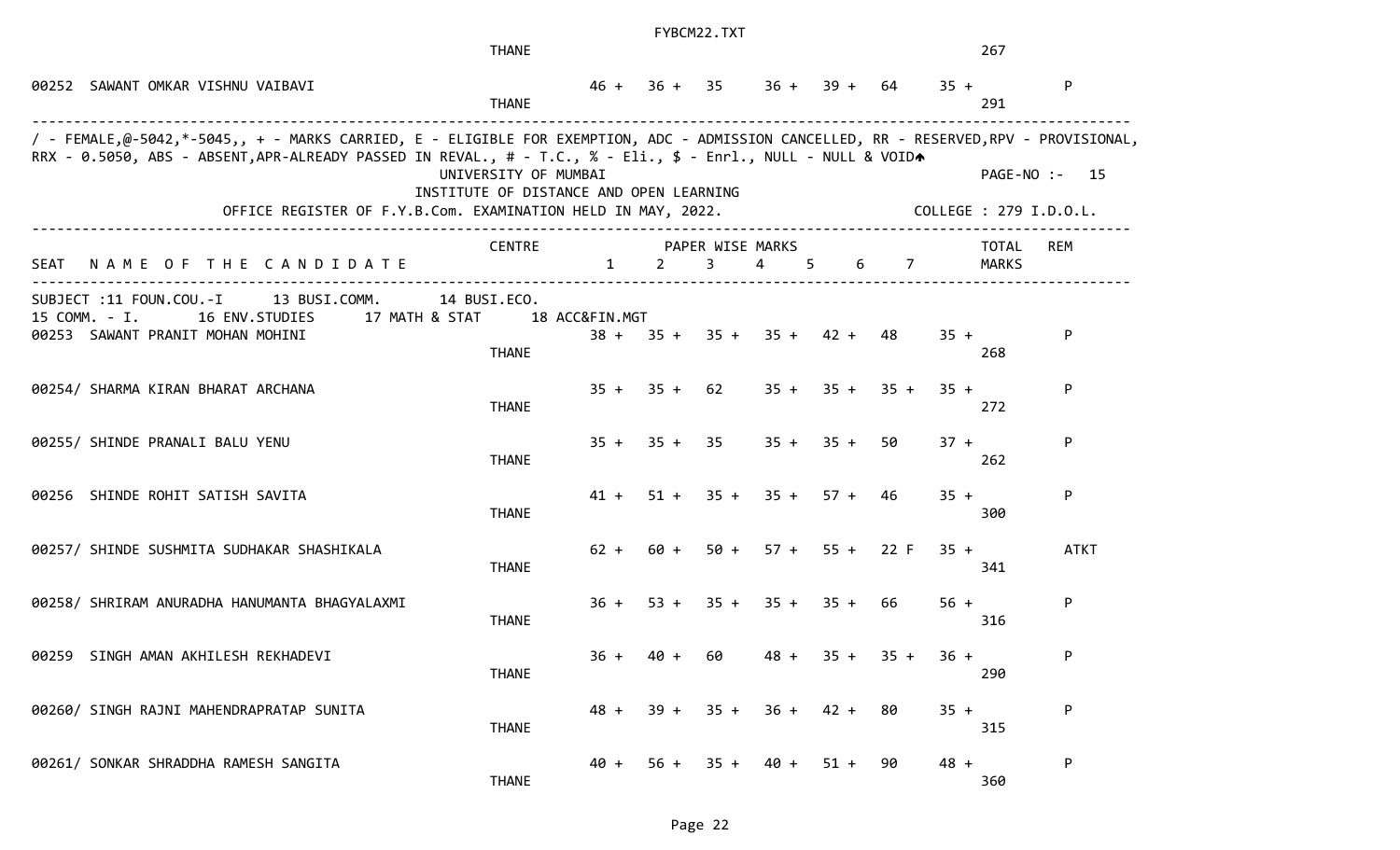| | THANE | | | | | | | | 267 | |
|---|---|---|---|---|---|---|---|---|---|---|
| 00252 SAWANT OMKAR VISHNU VAIBAVI | THANE | 46 + | 36 + | 35 | 36 + | 39 + | 64 | 35 + | 291 | P |

/ - FEMALE,@-5042,*-5045,, + - MARKS CARRIED, E - ELIGIBLE FOR EXEMPTION, ADC - ADMISSION CANCELLED, RR - RESERVED,RPV - PROVISIONAL, RRX - 0.5050, ABS - ABSENT,APR-ALREADY PASSED IN REVAL., # - T.C., % - Eli., $ - Enrl., NULL - NULL & VOID

UNIVERSITY OF MUMBAI PAGE-NO :- 15

INSTITUTE OF DISTANCE AND OPEN LEARNING

OFFICE REGISTER OF F.Y.B.Com. EXAMINATION HELD IN MAY, 2022. COLLEGE : 279 I.D.O.L.

SUBJECT :11 FOUN.COU.-I 13 BUSI.COMM. 14 BUSI.ECO. 15 COMM. - I. 16 ENV.STUDIES 17 MATH & STAT 18 ACC&FIN.MGT

| SEAT NAME OF THE CANDIDATE | CENTRE | 1 | 2 | 3 | 4 | 5 | 6 | 7 | TOTAL MARKS | REM |
|---|---|---|---|---|---|---|---|---|---|---|
| 00253 SAWANT PRANIT MOHAN MOHINI | THANE | 38 + | 35 + | 35 + | 35 + | 42 + | 48 | 35 + | 268 | P |
| 00254/ SHARMA KIRAN BHARAT ARCHANA | THANE | 35 + | 35 + | 62 | 35 + | 35 + | 35 + | 35 + | 272 | P |
| 00255/ SHINDE PRANALI BALU YENU | THANE | 35 + | 35 + | 35 | 35 + | 35 + | 50 | 37 + | 262 | P |
| 00256 SHINDE ROHIT SATISH SAVITA | THANE | 41 + | 51 + | 35 + | 35 + | 57 + | 46 | 35 + | 300 | P |
| 00257/ SHINDE SUSHMITA SUDHAKAR SHASHIKALA | THANE | 62 + | 60 + | 50 + | 57 + | 55 + | 22 F | 35 + | 341 | ATKT |
| 00258/ SHRIRAM ANURADHA HANUMANTA BHAGYALAXMI | THANE | 36 + | 53 + | 35 + | 35 + | 35 + | 66 | 56 + | 316 | P |
| 00259 SINGH AMAN AKHILESH REKHADEVI | THANE | 36 + | 40 + | 60 | 48 + | 35 + | 35 + | 36 + | 290 | P |
| 00260/ SINGH RAJNI MAHENDRAPRATAP SUNITA | THANE | 48 + | 39 + | 35 + | 36 + | 42 + | 80 | 35 + | 315 | P |
| 00261/ SONKAR SHRADDHA RAMESH SANGITA | THANE | 40 + | 56 + | 35 + | 40 + | 51 + | 90 | 48 + | 360 | P |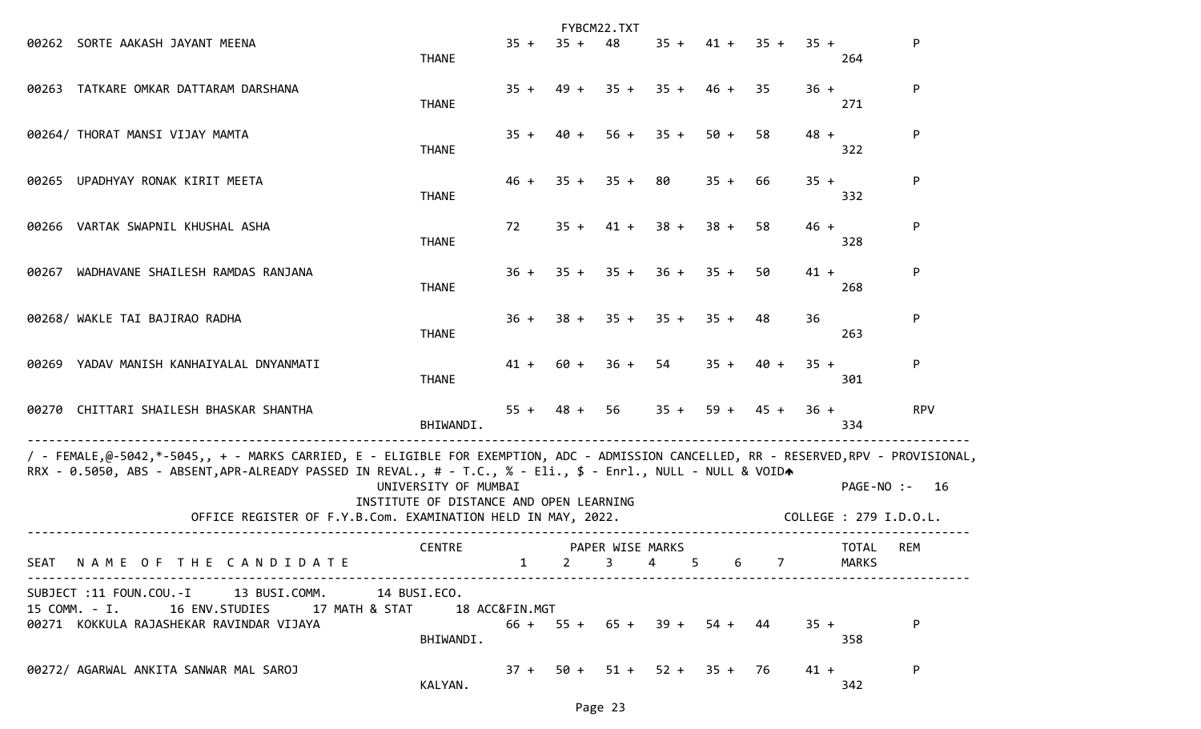| SEAT | NAME OF THE CANDIDATE | CENTRE | 1 | 2 | 3 | 4 | 5 | 6 | 7 | TOTAL MARKS | REM |
|---|---|---|---|---|---|---|---|---|---|---|---|
| 00262 | SORTE AAKASH JAYANT MEENA | THANE | 35 + | 35 + | 48 | 35 + | 41 + | 35 + | 35 + | 264 | P |
| 00263 | TATKARE OMKAR DATTARAM DARSHANA | THANE | 35 + | 49 + | 35 + | 35 + | 46 + | 35 | 36 + | 271 | P |
| 00264/ | THORAT MANSI VIJAY MAMTA | THANE | 35 + | 40 + | 56 + | 35 + | 50 + | 58 | 48 + | 322 | P |
| 00265 | UPADHYAY RONAK KIRIT MEETA | THANE | 46 + | 35 + | 35 + | 80 | 35 + | 66 | 35 + | 332 | P |
| 00266 | VARTAK SWAPNIL KHUSHAL ASHA | THANE | 72 | 35 + | 41 + | 38 + | 38 + | 58 | 46 + | 328 | P |
| 00267 | WADHAVANE SHAILESH RAMDAS RANJANA | THANE | 36 + | 35 + | 35 + | 36 + | 35 + | 50 | 41 + | 268 | P |
| 00268/ | WAKLE TAI BAJIRAO RADHA | THANE | 36 + | 38 + | 35 + | 35 + | 35 + | 48 | 36 | 263 | P |
| 00269 | YADAV MANISH KANHAIYALAL DNYANMATI | THANE | 41 + | 60 + | 36 + | 54 | 35 + | 40 + | 35 + | 301 | P |
| 00270 | CHITTARI SHAILESH BHASKAR SHANTHA | BHIWANDI. | 55 + | 48 + | 56 | 35 + | 59 + | 45 + | 36 + | 334 | RPV |

/ - FEMALE,@-5042,*-5045,, + - MARKS CARRIED, E - ELIGIBLE FOR EXEMPTION, ADC - ADMISSION CANCELLED, RR - RESERVED,RPV - PROVISIONAL, RRX - 0.5050, ABS - ABSENT,APR-ALREADY PASSED IN REVAL., # - T.C., % - Eli., $ - Enrl., NULL - NULL & VOID

UNIVERSITY OF MUMBAI

PAGE-NO :- 16

INSTITUTE OF DISTANCE AND OPEN LEARNING

OFFICE REGISTER OF F.Y.B.Com. EXAMINATION HELD IN MAY, 2022.

COLLEGE : 279 I.D.O.L.

SUBJECT :11 FOUN.COU.-I 13 BUSI.COMM. 14 BUSI.ECO. 15 COMM. - I. 16 ENV.STUDIES 17 MATH & STAT 18 ACC&FIN.MGT

| SEAT | NAME OF THE CANDIDATE | CENTRE | 1 | 2 | 3 | 4 | 5 | 6 | 7 | TOTAL MARKS | REM |
|---|---|---|---|---|---|---|---|---|---|---|---|
| 00271 | KOKKULA RAJASHEKAR RAVINDAR VIJAYA | BHIWANDI. | 66 + | 55 + | 65 + | 39 + | 54 + | 44 | 35 + | 358 | P |
| 00272/ | AGARWAL ANKITA SANWAR MAL SAROJ | KALYAN. | 37 + | 50 + | 51 + | 52 + | 35 + | 76 | 41 + | 342 | P |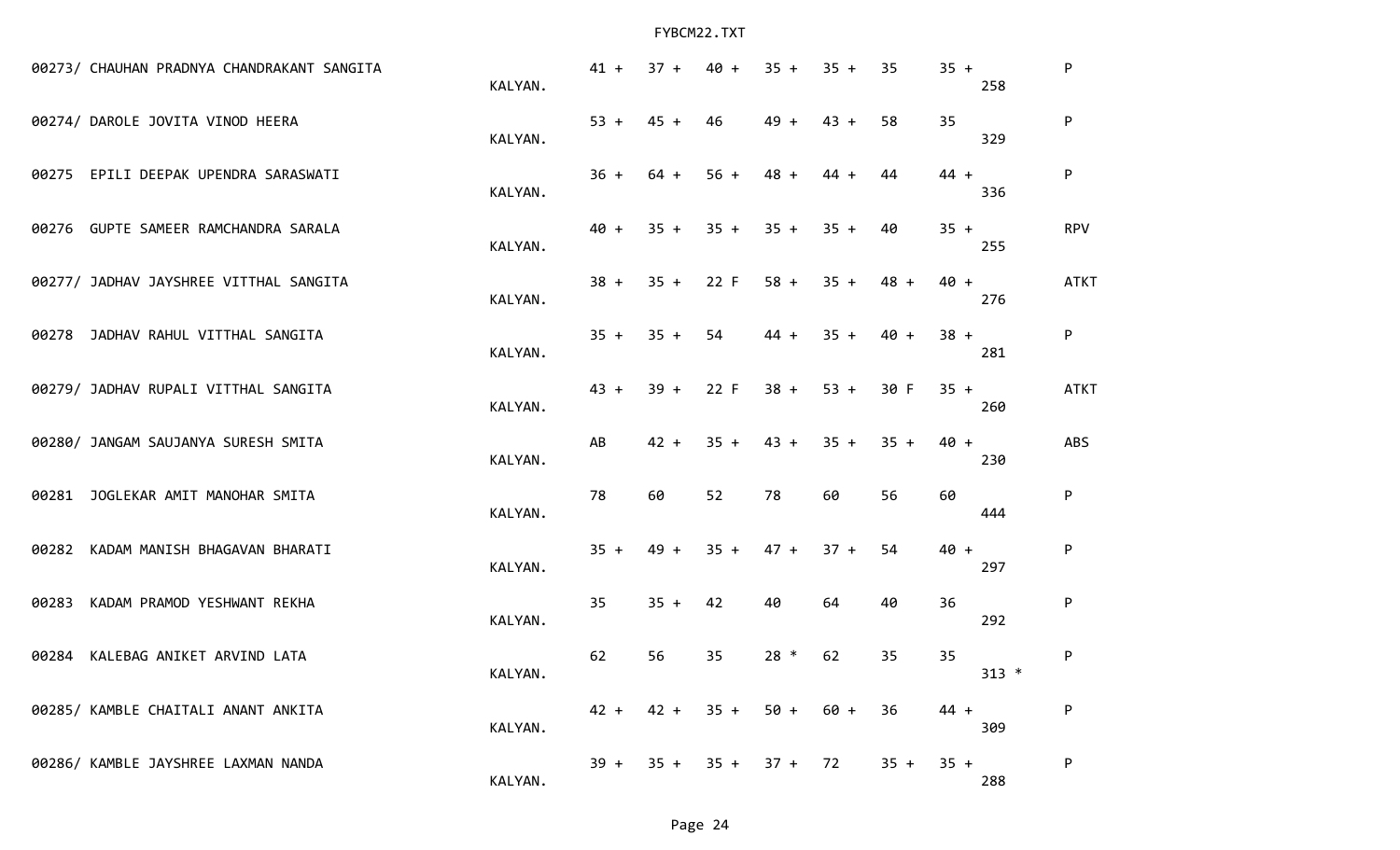| Seat No. / Name | Centre | | | | | | | | Total | Result |
|---|---|---|---|---|---|---|---|---|---|---|
| 00273/ CHAUHAN PRADNYA CHANDRAKANT SANGITA | KALYAN. | 41 + | 37 + | 40 + | 35 + | 35 + | 35 | 35 + | 258 | P |
| 00274/ DAROLE JOVITA VINOD HEERA | KALYAN. | 53 + | 45 + | 46 | 49 + | 43 + | 58 | 35 | 329 | P |
| 00275 EPILI DEEPAK UPENDRA SARASWATI | KALYAN. | 36 + | 64 + | 56 + | 48 + | 44 + | 44 | 44 + | 336 | P |
| 00276 GUPTE SAMEER RAMCHANDRA SARALA | KALYAN. | 40 + | 35 + | 35 + | 35 + | 35 + | 40 | 35 + | 255 | RPV |
| 00277/ JADHAV JAYSHREE VITTHAL SANGITA | KALYAN. | 38 + | 35 + | 22 F | 58 + | 35 + | 48 + | 40 + | 276 | ATKT |
| 00278 JADHAV RAHUL VITTHAL SANGITA | KALYAN. | 35 + | 35 + | 54 | 44 + | 35 + | 40 + | 38 + | 281 | P |
| 00279/ JADHAV RUPALI VITTHAL SANGITA | KALYAN. | 43 + | 39 + | 22 F | 38 + | 53 + | 30 F | 35 + | 260 | ATKT |
| 00280/ JANGAM SAUJANYA SURESH SMITA | KALYAN. | AB | 42 + | 35 + | 43 + | 35 + | 35 + | 40 + | 230 | ABS |
| 00281 JOGLEKAR AMIT MANOHAR SMITA | KALYAN. | 78 | 60 | 52 | 78 | 60 | 56 | 60 | 444 | P |
| 00282 KADAM MANISH BHAGAVAN BHARATI | KALYAN. | 35 + | 49 + | 35 + | 47 + | 37 + | 54 | 40 + | 297 | P |
| 00283 KADAM PRAMOD YESHWANT REKHA | KALYAN. | 35 | 35 + | 42 | 40 | 64 | 40 | 36 | 292 | P |
| 00284 KALEBAG ANIKET ARVIND LATA | KALYAN. | 62 | 56 | 35 | 28 * | 62 | 35 | 35 | 313 * | P |
| 00285/ KAMBLE CHAITALI ANANT ANKITA | KALYAN. | 42 + | 42 + | 35 + | 50 + | 60 + | 36 | 44 + | 309 | P |
| 00286/ KAMBLE JAYSHREE LAXMAN NANDA | KALYAN. | 39 + | 35 + | 35 + | 37 + | 72 | 35 + | 35 + | 288 | P |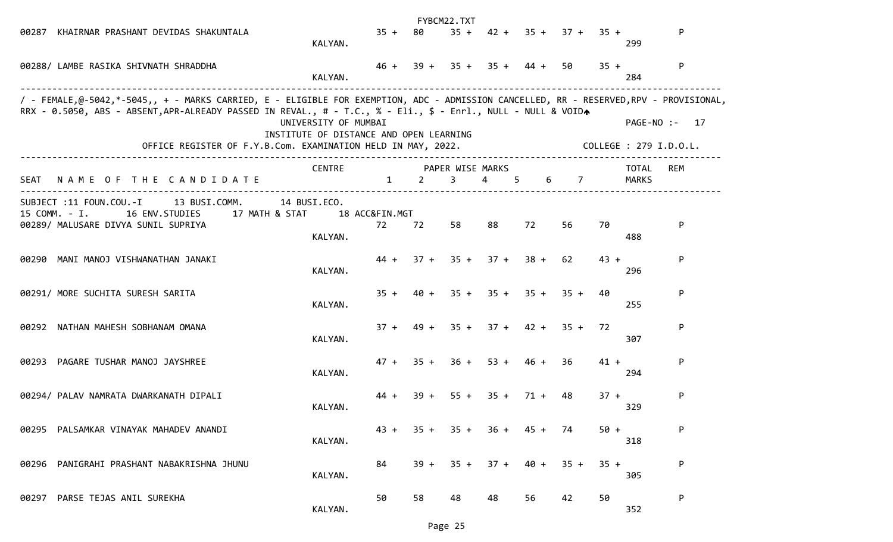| SEAT | NAME OF THE CANDIDATE | CENTRE | 1 | 2 | 3 | 4 | 5 | 6 | 7 | TOTAL MARKS | REM |
|---|---|---|---|---|---|---|---|---|---|---|---|
| 00287 | KHAIRNAR PRASHANT DEVIDAS SHAKUNTALA | KALYAN. | 35 + | 80 | 35 + | 42 + | 35 + | 37 + | 35 + | 299 | P |
| 00288/ | LAMBE RASIKA SHIVNATH SHRADDHA | KALYAN. | 46 + | 39 + | 35 + | 35 + | 44 + | 50 | 35 + | 284 | P |

/ - FEMALE,@-5042,*-5045,, + - MARKS CARRIED, E - ELIGIBLE FOR EXEMPTION, ADC - ADMISSION CANCELLED, RR - RESERVED,RPV - PROVISIONAL, RRX - 0.5050, ABS - ABSENT,APR-ALREADY PASSED IN REVAL., # - T.C., % - Eli., $ - Enrl., NULL - NULL & VOID

UNIVERSITY OF MUMBAI

PAGE-NO :- 17

INSTITUTE OF DISTANCE AND OPEN LEARNING

OFFICE REGISTER OF F.Y.B.Com. EXAMINATION HELD IN MAY, 2022.

COLLEGE : 279 I.D.O.L.

SUBJECT :11 FOUN.COU.-I 13 BUSI.COMM. 14 BUSI.ECO. 15 COMM. - I. 16 ENV.STUDIES 17 MATH & STAT 18 ACC&FIN.MGT

| SEAT | NAME OF THE CANDIDATE | CENTRE | PAPER WISE MARKS 1 | 2 | 3 | 4 | 5 | 6 | 7 | TOTAL MARKS | REM |
|---|---|---|---|---|---|---|---|---|---|---|---|
| 00289/ | MALUSARE DIVYA SUNIL SUPRIYA | KALYAN. | 72 | 72 | 58 | 88 | 72 | 56 | 70 | 488 | P |
| 00290 | MANI MANOJ VISHWANATHAN JANAKI | KALYAN. | 44 + | 37 + | 35 + | 37 + | 38 + | 62 | 43 + | 296 | P |
| 00291/ | MORE SUCHITA SURESH SARITA | KALYAN. | 35 + | 40 + | 35 + | 35 + | 35 + | 35 + | 40 | 255 | P |
| 00292 | NATHAN MAHESH SOBHANAM OMANA | KALYAN. | 37 + | 49 + | 35 + | 37 + | 42 + | 35 + | 72 | 307 | P |
| 00293 | PAGARE TUSHAR MANOJ JAYSHREE | KALYAN. | 47 + | 35 + | 36 + | 53 + | 46 + | 36 | 41 + | 294 | P |
| 00294/ | PALAV NAMRATA DWARKANATH DIPALI | KALYAN. | 44 + | 39 + | 55 + | 35 + | 71 + | 48 | 37 + | 329 | P |
| 00295 | PALSAMKAR VINAYAK MAHADEV ANANDI | KALYAN. | 43 + | 35 + | 35 + | 36 + | 45 + | 74 | 50 + | 318 | P |
| 00296 | PANIGRAHI PRASHANT NABAKRISHNA JHUNU | KALYAN. | 84 | 39 + | 35 + | 37 + | 40 + | 35 + | 35 + | 305 | P |
| 00297 | PARSE TEJAS ANIL SUREKHA | KALYAN. | 50 | 58 | 48 | 48 | 56 | 42 | 50 | 352 | P |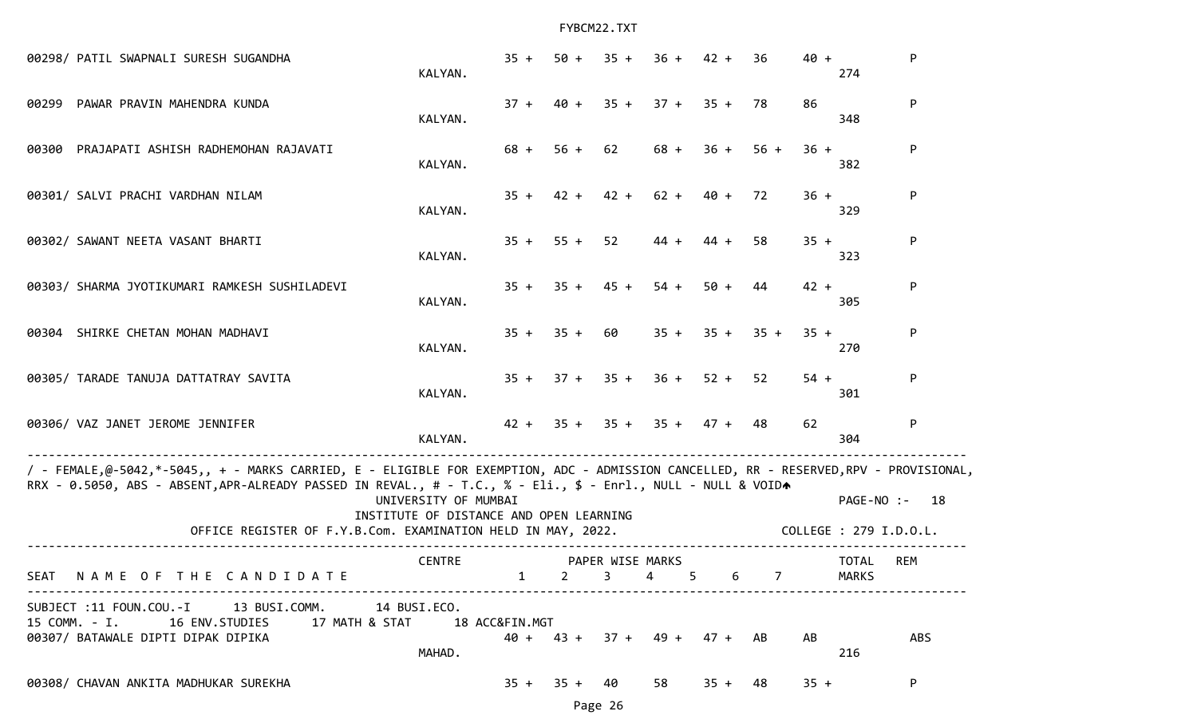| SEAT | NAME OF THE CANDIDATE | CENTRE | 1 | 2 | 3 | 4 | 5 | 6 | 7 | TOTAL MARKS | REM |
|---|---|---|---|---|---|---|---|---|---|---|---|
| 00298/ | PATIL SWAPNALI SURESH SUGANDHA | KALYAN. | 35 + | 50 + | 35 + | 36 + | 42 + | 36 | 40 + | 274 | P |
| 00299 | PAWAR PRAVIN MAHENDRA KUNDA | KALYAN. | 37 + | 40 + | 35 + | 37 + | 35 + | 78 | 86 | 348 | P |
| 00300 | PRAJAPATI ASHISH RADHEMOHAN RAJAVATI | KALYAN. | 68 + | 56 + | 62 | 68 + | 36 + | 56 + | 36 + | 382 | P |
| 00301/ | SALVI PRACHI VARDHAN NILAM | KALYAN. | 35 + | 42 + | 42 + | 62 + | 40 + | 72 | 36 + | 329 | P |
| 00302/ | SAWANT NEETA VASANT BHARTI | KALYAN. | 35 + | 55 + | 52 | 44 + | 44 + | 58 | 35 + | 323 | P |
| 00303/ | SHARMA JYOTIKUMARI RAMKESH SUSHILADEVI | KALYAN. | 35 + | 35 + | 45 + | 54 + | 50 + | 44 | 42 + | 305 | P |
| 00304 | SHIRKE CHETAN MOHAN MADHAVI | KALYAN. | 35 + | 35 + | 60 | 35 + | 35 + | 35 + | 35 + | 270 | P |
| 00305/ | TARADE TANUJA DATTATRAY SAVITA | KALYAN. | 35 + | 37 + | 35 + | 36 + | 52 + | 52 | 54 + | 301 | P |
| 00306/ | VAZ JANET JEROME JENNIFER | KALYAN. | 42 + | 35 + | 35 + | 35 + | 47 + | 48 | 62 | 304 | P |

/ - FEMALE,@-5042,*-5045,, + - MARKS CARRIED, E - ELIGIBLE FOR EXEMPTION, ADC - ADMISSION CANCELLED, RR - RESERVED,RPV - PROVISIONAL, RRX - 0.5050, ABS - ABSENT,APR-ALREADY PASSED IN REVAL., # - T.C., % - Eli., $ - Enrl., NULL - NULL & VOID

PAGE-NO :- 18

UNIVERSITY OF MUMBAI

INSTITUTE OF DISTANCE AND OPEN LEARNING

OFFICE REGISTER OF F.Y.B.Com. EXAMINATION HELD IN MAY, 2022.

COLLEGE : 279 I.D.O.L.

SUBJECT :11 FOUN.COU.-I 13 BUSI.COMM. 14 BUSI.ECO. 15 COMM. - I. 16 ENV.STUDIES 17 MATH & STAT 18 ACC&FIN.MGT

| SEAT | NAME OF THE CANDIDATE | CENTRE | 1 | 2 | 3 | 4 | 5 | 6 | 7 | TOTAL MARKS | REM |
|---|---|---|---|---|---|---|---|---|---|---|---|
| 00307/ | BATAWALE DIPTI DIPAK DIPIKA | MAHAD. | 40 + | 43 + | 37 + | 49 + | 47 + | AB | AB | 216 | ABS |
| 00308/ | CHAVAN ANKITA MADHUKAR SUREKHA | | 35 + | 35 + | 40 | 58 | 35 + | 48 | 35 + | | P |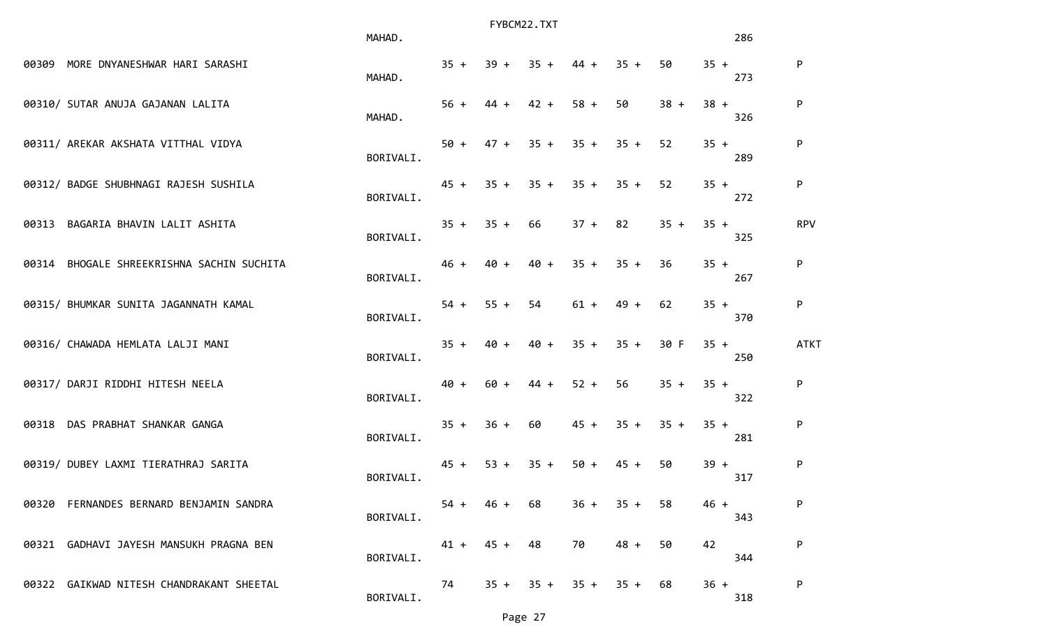```
                                                MAHAD.                                                          286

00309  MORE DNYANESHWAR HARI SARASHI                      35 +   39 +   35 +   44 +   35 +   50     35 +             P
                                                MAHAD.                                                          273

00310/ SUTAR ANUJA GAJANAN LALITA                         56 +   44 +   42 +   58 +   50     38 +   38 +             P
                                                MAHAD.                                                          326

00311/ AREKAR AKSHATA VITTHAL VIDYA                       50 +   47 +   35 +   35 +   35 +   52     35 +             P
                                                BORIVALI.                                                       289

00312/ BADGE SHUBHNAGI RAJESH SUSHILA                     45 +   35 +   35 +   35 +   35 +   52     35 +             P
                                                BORIVALI.                                                       272

00313  BAGARIA BHAVIN LALIT ASHITA                        35 +   35 +   66     37 +   82     35 +   35 +             RPV
                                                BORIVALI.                                                       325

00314  BHOGALE SHREEKRISHNA SACHIN SUCHITA                46 +   40 +   40 +   35 +   35 +   36     35 +             P
                                                BORIVALI.                                                       267

00315/ BHUMKAR SUNITA JAGANNATH KAMAL                     54 +   55 +   54     61 +   49 +   62     35 +             P
                                                BORIVALI.                                                       370

00316/ CHAWADA HEMLATA LALJI MANI                         35 +   40 +   40 +   35 +   35 +   30 F   35 +             ATKT
                                                BORIVALI.                                                       250

00317/ DARJI RIDDHI HITESH NEELA                          40 +   60 +   44 +   52 +   56     35 +   35 +             P
                                                BORIVALI.                                                       322

00318  DAS PRABHAT SHANKAR GANGA                          35 +   36 +   60     45 +   35 +   35 +   35 +             P
                                                BORIVALI.                                                       281

00319/ DUBEY LAXMI TIERATHRAJ SARITA                      45 +   53 +   35 +   50 +   45 +   50     39 +             P
                                                BORIVALI.                                                       317

00320  FERNANDES BERNARD BENJAMIN SANDRA                  54 +   46 +   68     36 +   35 +   58     46 +             P
                                                BORIVALI.                                                       343

00321  GADHAVI JAYESH MANSUKH PRAGNA BEN                  41 +   45 +   48     70     48 +   50     42               P
                                                BORIVALI.                                                       344

00322  GAIKWAD NITESH CHANDRAKANT SHEETAL                 74     35 +   35 +   35 +   35 +   68     36 +             P
                                                BORIVALI.                                                       318
```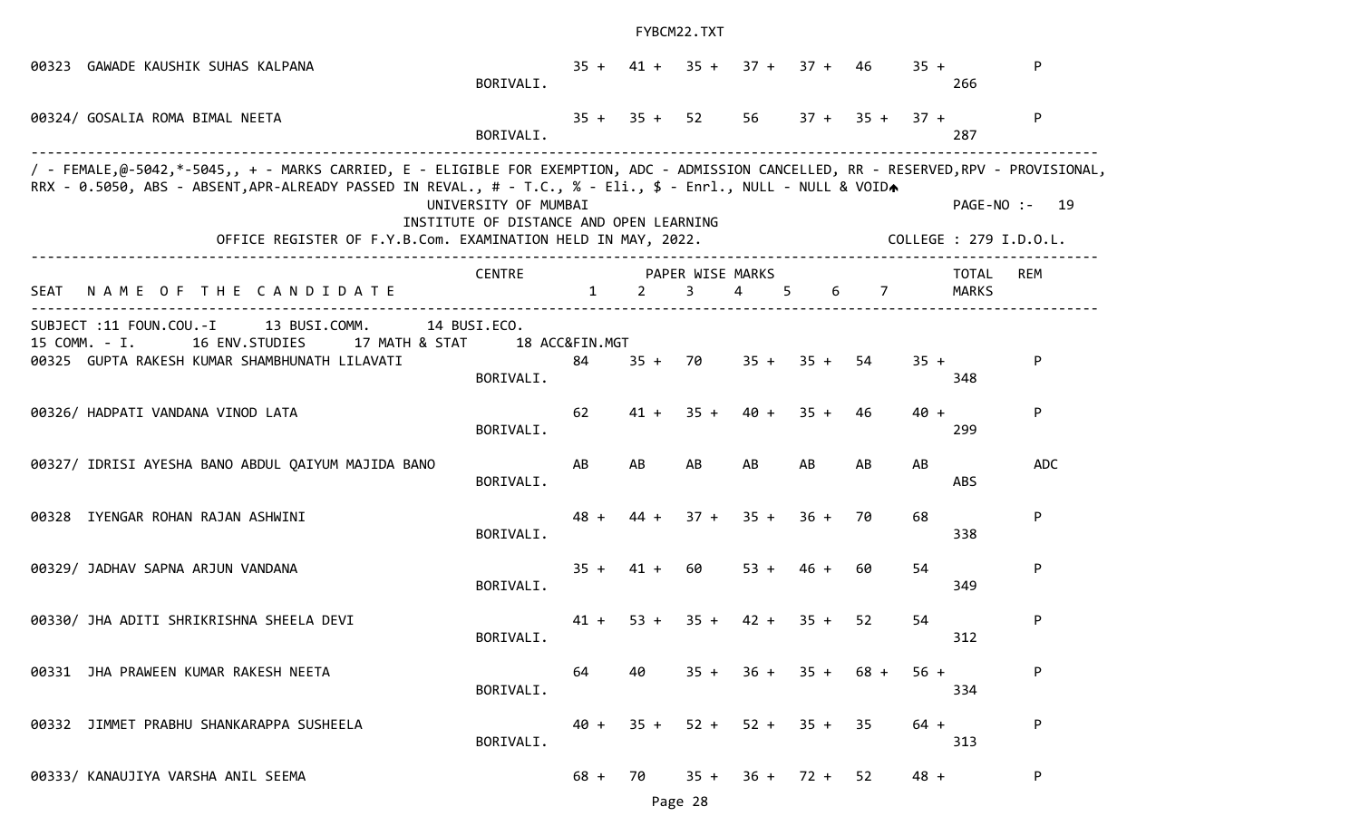| SEAT | NAME OF THE CANDIDATE | CENTRE | 1 | 2 | 3 | 4 | 5 | 6 | 7 | TOTAL MARKS | REM |
|---|---|---|---|---|---|---|---|---|---|---|---|
| 00323 | GAWADE KAUSHIK SUHAS KALPANA | BORIVALI. | 35 + | 41 + | 35 + | 37 + | 37 + | 46 | 35 + | 266 | P |
| 00324/ | GOSALIA ROMA BIMAL NEETA | BORIVALI. | 35 + | 35 + | 52 | 56 | 37 + | 35 + | 37 + | 287 | P |

/ - FEMALE,@-5042,*-5045,, + - MARKS CARRIED, E - ELIGIBLE FOR EXEMPTION, ADC - ADMISSION CANCELLED, RR - RESERVED,RPV - PROVISIONAL, RRX - 0.5050, ABS - ABSENT,APR-ALREADY PASSED IN REVAL., # - T.C., % - Eli., $ - Enrl., NULL - NULL & VOID

UNIVERSITY OF MUMBAI — PAGE-NO :- 19

INSTITUTE OF DISTANCE AND OPEN LEARNING

OFFICE REGISTER OF F.Y.B.Com. EXAMINATION HELD IN MAY, 2022. — COLLEGE : 279 I.D.O.L.

SUBJECT :11 FOUN.COU.-I 13 BUSI.COMM. 14 BUSI.ECO. 15 COMM. - I. 16 ENV.STUDIES 17 MATH & STAT 18 ACC&FIN.MGT

| SEAT | NAME OF THE CANDIDATE | CENTRE | 1 | 2 | 3 | 4 | 5 | 6 | 7 | TOTAL MARKS | REM |
|---|---|---|---|---|---|---|---|---|---|---|---|
| 00325 | GUPTA RAKESH KUMAR SHAMBHUNATH LILAVATI | BORIVALI. | 84 | 35 + | 70 | 35 + | 35 + | 54 | 35 + | 348 | P |
| 00326/ | HADPATI VANDANA VINOD LATA | BORIVALI. | 62 | 41 + | 35 + | 40 + | 35 + | 46 | 40 + | 299 | P |
| 00327/ | IDRISI AYESHA BANO ABDUL QAIYUM MAJIDA BANO | BORIVALI. | AB | AB | AB | AB | AB | AB | AB | ABS | ADC |
| 00328 | IYENGAR ROHAN RAJAN ASHWINI | BORIVALI. | 48 + | 44 + | 37 + | 35 + | 36 + | 70 | 68 | 338 | P |
| 00329/ | JADHAV SAPNA ARJUN VANDANA | BORIVALI. | 35 + | 41 + | 60 | 53 + | 46 + | 60 | 54 | 349 | P |
| 00330/ | JHA ADITI SHRIKRISHNA SHEELA DEVI | BORIVALI. | 41 + | 53 + | 35 + | 42 + | 35 + | 52 | 54 | 312 | P |
| 00331 | JHA PRAWEEN KUMAR RAKESH NEETA | BORIVALI. | 64 | 40 | 35 + | 36 + | 35 + | 68 + | 56 + | 334 | P |
| 00332 | JIMMET PRABHU SHANKARAPPA SUSHEELA | BORIVALI. | 40 + | 35 + | 52 + | 52 + | 35 + | 35 | 64 + | 313 | P |
| 00333/ | KANAUJIYA VARSHA ANIL SEEMA | | 68 + | 70 | 35 + | 36 + | 72 + | 52 | 48 + | | P |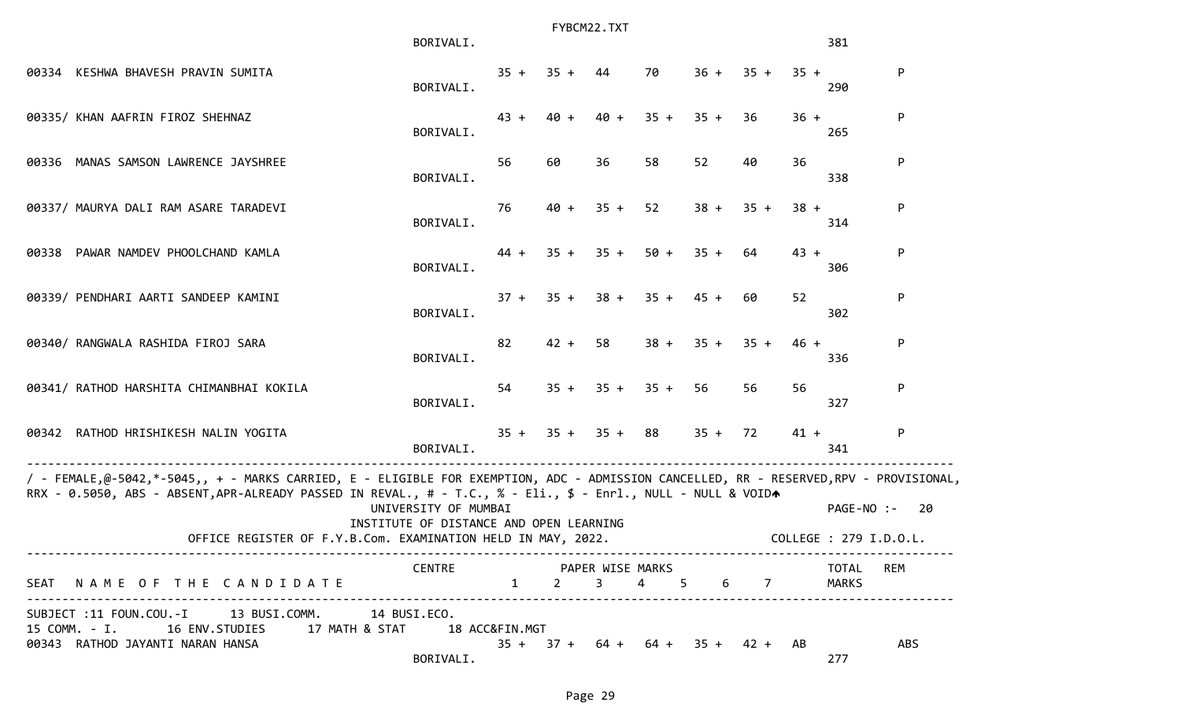| SEAT | NAME OF THE CANDIDATE | CENTRE | 1 | 2 | 3 | 4 | 5 | 6 | 7 | TOTAL MARKS | REM |
|---|---|---|---|---|---|---|---|---|---|---|---|
| | | BORIVALI. | | | | | | | | 381 | |
| 00334 | KESHWA BHAVESH PRAVIN SUMITA | BORIVALI. | 35 + | 35 + | 44 | 70 | 36 + | 35 + | 35 + | 290 | P |
| 00335/ | KHAN AAFRIN FIROZ SHEHNAZ | BORIVALI. | 43 + | 40 + | 40 + | 35 + | 35 + | 36 | 36 + | 265 | P |
| 00336 | MANAS SAMSON LAWRENCE JAYSHREE | BORIVALI. | 56 | 60 | 36 | 58 | 52 | 40 | 36 | 338 | P |
| 00337/ | MAURYA DALI RAM ASARE TARADEVI | BORIVALI. | 76 | 40 + | 35 + | 52 | 38 + | 35 + | 38 + | 314 | P |
| 00338 | PAWAR NAMDEV PHOOLCHAND KAMLA | BORIVALI. | 44 + | 35 + | 35 + | 50 + | 35 + | 64 | 43 + | 306 | P |
| 00339/ | PENDHARI AARTI SANDEEP KAMINI | BORIVALI. | 37 + | 35 + | 38 + | 35 + | 45 + | 60 | 52 | 302 | P |
| 00340/ | RANGWALA RASHIDA FIROJ SARA | BORIVALI. | 82 | 42 + | 58 | 38 + | 35 + | 35 + | 46 + | 336 | P |
| 00341/ | RATHOD HARSHITA CHIMANBHAI KOKILA | BORIVALI. | 54 | 35 + | 35 + | 35 + | 56 | 56 | 56 | 327 | P |
| 00342 | RATHOD HRISHIKESH NALIN YOGITA | BORIVALI. | 35 + | 35 + | 35 + | 88 | 35 + | 72 | 41 + | 341 | P |

/ - FEMALE,@-5042,*-5045,, + - MARKS CARRIED, E - ELIGIBLE FOR EXEMPTION, ADC - ADMISSION CANCELLED, RR - RESERVED,RPV - PROVISIONAL, RRX - 0.5050, ABS - ABSENT,APR-ALREADY PASSED IN REVAL., # - T.C., % - Eli., $ - Enrl., NULL - NULL & VOID

UNIVERSITY OF MUMBAI

INSTITUTE OF DISTANCE AND OPEN LEARNING

OFFICE REGISTER OF F.Y.B.Com. EXAMINATION HELD IN MAY, 2022.

PAGE-NO :- 20

COLLEGE : 279 I.D.O.L.

SUBJECT :11 FOUN.COU.-I 13 BUSI.COMM. 14 BUSI.ECO. 15 COMM. - I. 16 ENV.STUDIES 17 MATH & STAT 18 ACC&FIN.MGT

| SEAT | NAME OF THE CANDIDATE | CENTRE | 1 | 2 | 3 | 4 | 5 | 6 | 7 | TOTAL MARKS | REM |
|---|---|---|---|---|---|---|---|---|---|---|---|
| 00343 | RATHOD JAYANTI NARAN HANSA | BORIVALI. | 35 + | 37 + | 64 + | 64 + | 35 + | 42 + | AB | 277 | ABS |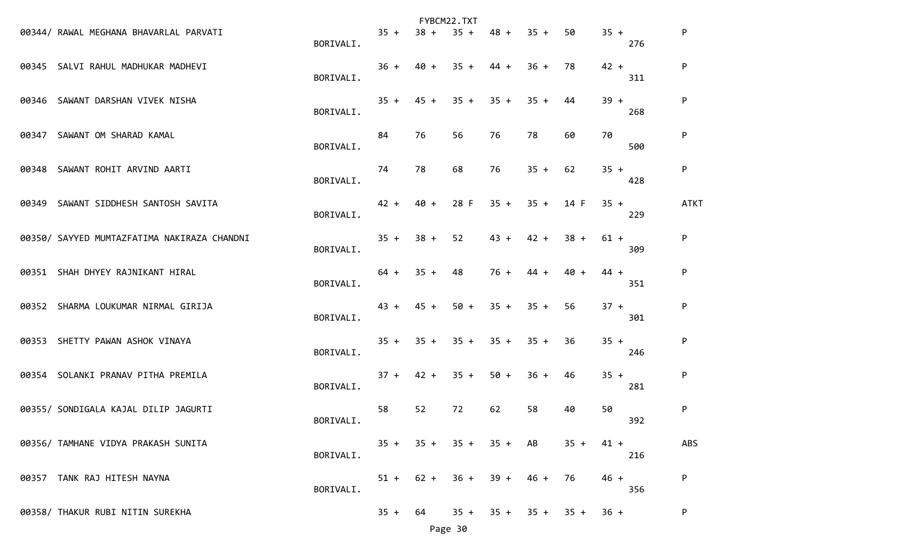| Seat No. | Name | Centre | | | | | | | | Total | Result |
|---|---|---|---|---|---|---|---|---|---|---|---|
| 00344/ | RAWAL MEGHANA BHAVARLAL PARVATI | BORIVALI. | 35 + | 38 + | 35 + | 48 + | 35 + | 50 | 35 + | 276 | P |
| 00345 | SALVI RAHUL MADHUKAR MADHEVI | BORIVALI. | 36 + | 40 + | 35 + | 44 + | 36 + | 78 | 42 + | 311 | P |
| 00346 | SAWANT DARSHAN VIVEK NISHA | BORIVALI. | 35 + | 45 + | 35 + | 35 + | 35 + | 44 | 39 + | 268 | P |
| 00347 | SAWANT OM SHARAD KAMAL | BORIVALI. | 84 | 76 | 56 | 76 | 78 | 60 | 70 | 500 | P |
| 00348 | SAWANT ROHIT ARVIND AARTI | BORIVALI. | 74 | 78 | 68 | 76 | 35 + | 62 | 35 + | 428 | P |
| 00349 | SAWANT SIDDHESH SANTOSH SAVITA | BORIVALI. | 42 + | 40 + | 28 F | 35 + | 35 + | 14 F | 35 + | 229 | ATKT |
| 00350/ | SAYYED MUMTAZFATIMA NAKIRAZA CHANDNI | BORIVALI. | 35 + | 38 + | 52 | 43 + | 42 + | 38 + | 61 + | 309 | P |
| 00351 | SHAH DHYEY RAJNIKANT HIRAL | BORIVALI. | 64 + | 35 + | 48 | 76 + | 44 + | 40 + | 44 + | 351 | P |
| 00352 | SHARMA LOUKUMAR NIRMAL GIRIJA | BORIVALI. | 43 + | 45 + | 50 + | 35 + | 35 + | 56 | 37 + | 301 | P |
| 00353 | SHETTY PAWAN ASHOK VINAYA | BORIVALI. | 35 + | 35 + | 35 + | 35 + | 35 + | 36 | 35 + | 246 | P |
| 00354 | SOLANKI PRANAV PITHA PREMILA | BORIVALI. | 37 + | 42 + | 35 + | 50 + | 36 + | 46 | 35 + | 281 | P |
| 00355/ | SONDIGALA KAJAL DILIP JAGURTI | BORIVALI. | 58 | 52 | 72 | 62 | 58 | 40 | 50 | 392 | P |
| 00356/ | TAMHANE VIDYA PRAKASH SUNITA | BORIVALI. | 35 + | 35 + | 35 + | 35 + | AB | 35 + | 41 + | 216 | ABS |
| 00357 | TANK RAJ HITESH NAYNA | BORIVALI. | 51 + | 62 + | 36 + | 39 + | 46 + | 76 | 46 + | 356 | P |
| 00358/ | THAKUR RUBI NITIN SUREKHA | | 35 + | 64 | 35 + | 35 + | 35 + | 35 + | 36 + | | P |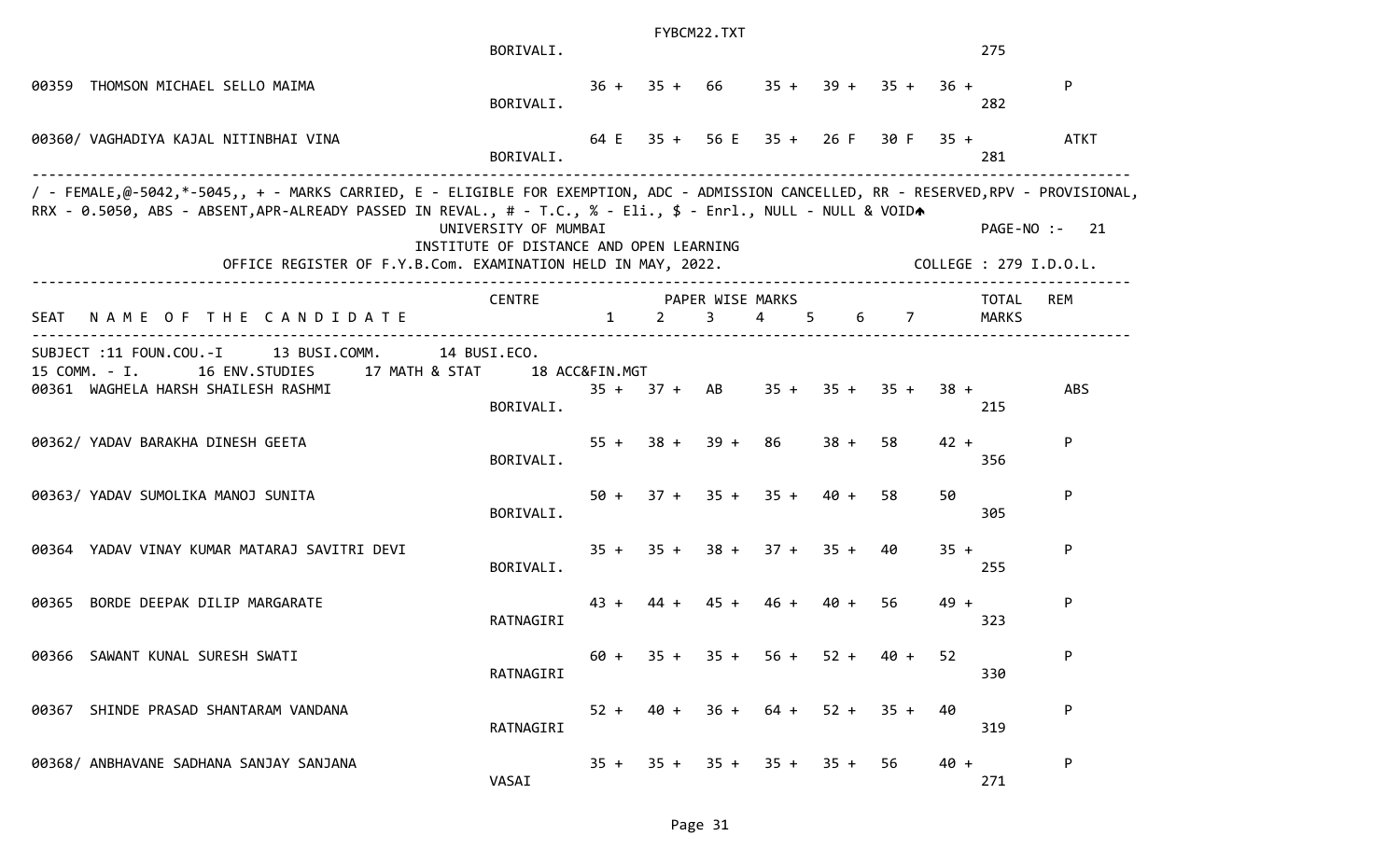| SEAT | NAME OF THE CANDIDATE | CENTRE | 1 | 2 | 3 | 4 | 5 | 6 | 7 | TOTAL MARKS | REM |
|---|---|---|---|---|---|---|---|---|---|---|---|
| | | BORIVALI. | | | | | | | | 275 | |
| 00359 | THOMSON MICHAEL SELLO MAIMA | BORIVALI. | 36 + | 35 + | 66 | 35 + | 39 + | 35 + | 36 + | 282 | P |
| 00360/ | VAGHADIYA KAJAL NITINBHAI VINA | BORIVALI. | 64 E | 35 + | 56 E | 35 + | 26 F | 30 F | 35 + | 281 | ATKT |

/ - FEMALE,@-5042,*-5045,, + - MARKS CARRIED, E - ELIGIBLE FOR EXEMPTION, ADC - ADMISSION CANCELLED, RR - RESERVED,RPV - PROVISIONAL, RRX - 0.5050, ABS - ABSENT,APR-ALREADY PASSED IN REVAL., # - T.C., % - Eli., $ - Enrl., NULL - NULL & VOID

UNIVERSITY OF MUMBAI

PAGE-NO :- 21

INSTITUTE OF DISTANCE AND OPEN LEARNING

OFFICE REGISTER OF F.Y.B.Com. EXAMINATION HELD IN MAY, 2022.

COLLEGE : 279 I.D.O.L.

SUBJECT :11 FOUN.COU.-I 13 BUSI.COMM. 14 BUSI.ECO.
15 COMM. - I. 16 ENV.STUDIES 17 MATH & STAT 18 ACC&FIN.MGT

| SEAT | NAME OF THE CANDIDATE | CENTRE | 1 | 2 | 3 | 4 | 5 | 6 | 7 | TOTAL MARKS | REM |
|---|---|---|---|---|---|---|---|---|---|---|---|
| 00361 | WAGHELA HARSH SHAILESH RASHMI | BORIVALI. | 35 + | 37 + | AB | 35 + | 35 + | 35 + | 38 + | 215 | ABS |
| 00362/ | YADAV BARAKHA DINESH GEETA | BORIVALI. | 55 + | 38 + | 39 + | 86 | 38 + | 58 | 42 + | 356 | P |
| 00363/ | YADAV SUMOLIKA MANOJ SUNITA | BORIVALI. | 50 + | 37 + | 35 + | 35 + | 40 + | 58 | 50 | 305 | P |
| 00364 | YADAV VINAY KUMAR MATARAJ SAVITRI DEVI | BORIVALI. | 35 + | 35 + | 38 + | 37 + | 35 + | 40 | 35 + | 255 | P |
| 00365 | BORDE DEEPAK DILIP MARGARATE | RATNAGIRI | 43 + | 44 + | 45 + | 46 + | 40 + | 56 | 49 + | 323 | P |
| 00366 | SAWANT KUNAL SURESH SWATI | RATNAGIRI | 60 + | 35 + | 35 + | 56 + | 52 + | 40 + | 52 | 330 | P |
| 00367 | SHINDE PRASAD SHANTARAM VANDANA | RATNAGIRI | 52 + | 40 + | 36 + | 64 + | 52 + | 35 + | 40 | 319 | P |
| 00368/ | ANBHAVANE SADHANA SANJAY SANJANA | VASAI | 35 + | 35 + | 35 + | 35 + | 35 + | 56 | 40 + | 271 | P |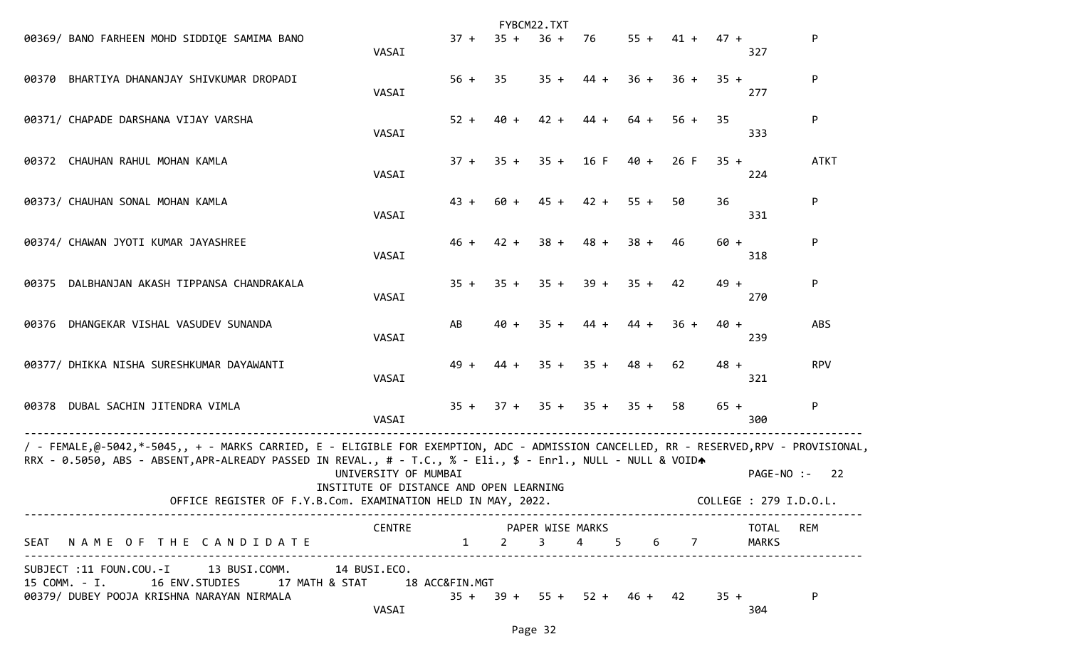| SEAT | NAME OF THE CANDIDATE | CENTRE | 1 | 2 | 3 | 4 | 5 | 6 | 7 | TOTAL MARKS | REM |
|---|---|---|---|---|---|---|---|---|---|---|---|
| 00369/ | BANO FARHEEN MOHD SIDDIQE SAMIMA BANO | VASAI | 37 + | 35 + | 36 + | 76 | 55 + | 41 + | 47 + | 327 | P |
| 00370 | BHARTIYA DHANANJAY SHIVKUMAR DROPADI | VASAI | 56 + | 35 | 35 + | 44 + | 36 + | 36 + | 35 + | 277 | P |
| 00371/ | CHAPADE DARSHANA VIJAY VARSHA | VASAI | 52 + | 40 + | 42 + | 44 + | 64 + | 56 + | 35 | 333 | P |
| 00372 | CHAUHAN RAHUL MOHAN KAMLA | VASAI | 37 + | 35 + | 35 + | 16 F | 40 + | 26 F | 35 + | 224 | ATKT |
| 00373/ | CHAUHAN SONAL MOHAN KAMLA | VASAI | 43 + | 60 + | 45 + | 42 + | 55 + | 50 | 36 | 331 | P |
| 00374/ | CHAWAN JYOTI KUMAR JAYASHREE | VASAI | 46 + | 42 + | 38 + | 48 + | 38 + | 46 | 60 + | 318 | P |
| 00375 | DALBHANJAN AKASH TIPPANSA CHANDRAKALA | VASAI | 35 + | 35 + | 35 + | 39 + | 35 + | 42 | 49 + | 270 | P |
| 00376 | DHANGEKAR VISHAL VASUDEV SUNANDA | VASAI | AB | 40 + | 35 + | 44 + | 44 + | 36 + | 40 + | 239 | ABS |
| 00377/ | DHIKKA NISHA SURESHKUMAR DAYAWANTI | VASAI | 49 + | 44 + | 35 + | 35 + | 48 + | 62 | 48 + | 321 | RPV |
| 00378 | DUBAL SACHIN JITENDRA VIMLA | VASAI | 35 + | 37 + | 35 + | 35 + | 35 + | 58 | 65 + | 300 | P |

/ - FEMALE,@-5042,*-5045,, + - MARKS CARRIED, E - ELIGIBLE FOR EXEMPTION, ADC - ADMISSION CANCELLED, RR - RESERVED,RPV - PROVISIONAL, RRX - 0.5050, ABS - ABSENT,APR-ALREADY PASSED IN REVAL., # - T.C., % - Eli., $ - Enrl., NULL - NULL & VOID

UNIVERSITY OF MUMBAI
INSTITUTE OF DISTANCE AND OPEN LEARNING
OFFICE REGISTER OF F.Y.B.Com. EXAMINATION HELD IN MAY, 2022.

PAGE-NO :- 22
COLLEGE : 279 I.D.O.L.

SUBJECT :11 FOUN.COU.-I 13 BUSI.COMM. 14 BUSI.ECO. 15 COMM. - I. 16 ENV.STUDIES 17 MATH & STAT 18 ACC&FIN.MGT

| SEAT | NAME OF THE CANDIDATE | CENTRE | 1 | 2 | 3 | 4 | 5 | 6 | 7 | TOTAL MARKS | REM |
|---|---|---|---|---|---|---|---|---|---|---|---|
| 00379/ | DUBEY POOJA KRISHNA NARAYAN NIRMALA | VASAI | 35 + | 39 + | 55 + | 52 + | 46 + | 42 | 35 + | 304 | P |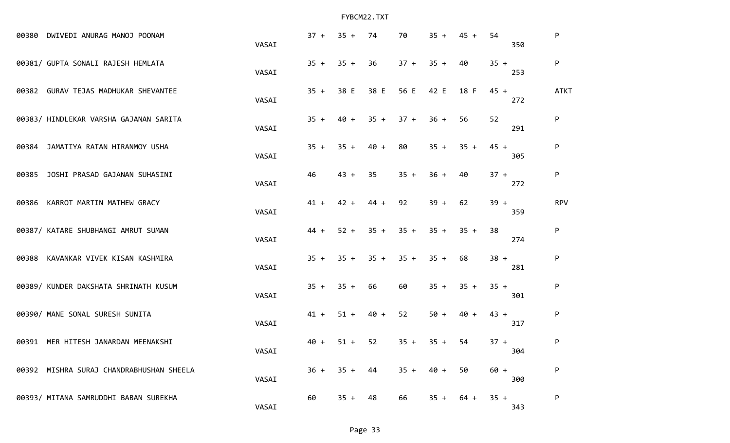| Seat No. | Name | Centre | | | | | | | | Total | Result |
|---|---|---|---|---|---|---|---|---|---|---|---|
| 00380 | DWIVEDI ANURAG MANOJ POONAM | VASAI | 37 + | 35 + | 74 | 70 | 35 + | 45 + | 54 | 350 | P |
| 00381/ | GUPTA SONALI RAJESH HEMLATA | VASAI | 35 + | 35 + | 36 | 37 + | 35 + | 40 | 35 + | 253 | P |
| 00382 | GURAV TEJAS MADHUKAR SHEVANTEE | VASAI | 35 + | 38 E | 38 E | 56 E | 42 E | 18 F | 45 + | 272 | ATKT |
| 00383/ | HINDLEKAR VARSHA GAJANAN SARITA | VASAI | 35 + | 40 + | 35 + | 37 + | 36 + | 56 | 52 | 291 | P |
| 00384 | JAMATIYA RATAN HIRANMOY USHA | VASAI | 35 + | 35 + | 40 + | 80 | 35 + | 35 + | 45 + | 305 | P |
| 00385 | JOSHI PRASAD GAJANAN SUHASINI | VASAI | 46 | 43 + | 35 | 35 + | 36 + | 40 | 37 + | 272 | P |
| 00386 | KARROT MARTIN MATHEW GRACY | VASAI | 41 + | 42 + | 44 + | 92 | 39 + | 62 | 39 + | 359 | RPV |
| 00387/ | KATARE SHUBHANGI AMRUT SUMAN | VASAI | 44 + | 52 + | 35 + | 35 + | 35 + | 35 + | 38 | 274 | P |
| 00388 | KAVANKAR VIVEK KISAN KASHMIRA | VASAI | 35 + | 35 + | 35 + | 35 + | 35 + | 68 | 38 + | 281 | P |
| 00389/ | KUNDER DAKSHATA SHRINATH KUSUM | VASAI | 35 + | 35 + | 66 | 60 | 35 + | 35 + | 35 + | 301 | P |
| 00390/ | MANE SONAL SURESH SUNITA | VASAI | 41 + | 51 + | 40 + | 52 | 50 + | 40 + | 43 + | 317 | P |
| 00391 | MER HITESH JANARDAN MEENAKSHI | VASAI | 40 + | 51 + | 52 | 35 + | 35 + | 54 | 37 + | 304 | P |
| 00392 | MISHRA SURAJ CHANDRABHUSHAN SHEELA | VASAI | 36 + | 35 + | 44 | 35 + | 40 + | 50 | 60 + | 300 | P |
| 00393/ | MITANA SAMRUDDHI BABAN SUREKHA | VASAI | 60 | 35 + | 48 | 66 | 35 + | 64 + | 35 + | 343 | P |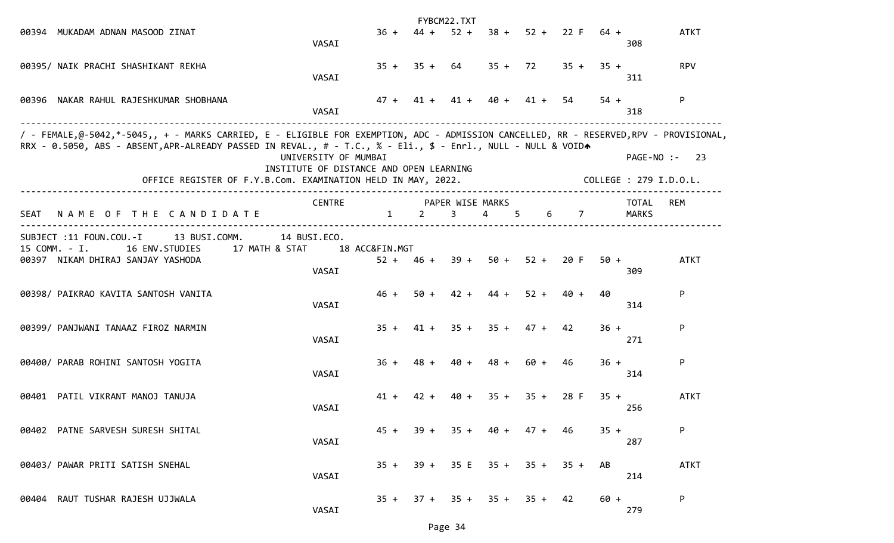| SEAT | NAME OF THE CANDIDATE | CENTRE | 1 | 2 | 3 | 4 | 5 | 6 | 7 | TOTAL MARKS | REM |
|---|---|---|---|---|---|---|---|---|---|---|---|
| 00394 | MUKADAM ADNAN MASOOD ZINAT | VASAI | 36 + | 44 + | 52 + | 38 + | 52 + | 22 F | 64 + | 308 | ATKT |
| 00395/ | NAIK PRACHI SHASHIKANT REKHA | VASAI | 35 + | 35 + | 64 | 35 + | 72 | 35 + | 35 + | 311 | RPV |
| 00396 | NAKAR RAHUL RAJESHKUMAR SHOBHANA | VASAI | 47 + | 41 + | 41 + | 40 + | 41 + | 54 | 54 + | 318 | P |

/ - FEMALE,@-5042,*-5045,, + - MARKS CARRIED, E - ELIGIBLE FOR EXEMPTION, ADC - ADMISSION CANCELLED, RR - RESERVED,RPV - PROVISIONAL, RRX - 0.5050, ABS - ABSENT,APR-ALREADY PASSED IN REVAL., # - T.C., % - Eli., $ - Enrl., NULL - NULL & VOID

UNIVERSITY OF MUMBAI

PAGE-NO :- 23

INSTITUTE OF DISTANCE AND OPEN LEARNING

OFFICE REGISTER OF F.Y.B.Com. EXAMINATION HELD IN MAY, 2022.

COLLEGE : 279 I.D.O.L.

SUBJECT :11 FOUN.COU.-I 13 BUSI.COMM. 14 BUSI.ECO. 15 COMM. - I. 16 ENV.STUDIES 17 MATH & STAT 18 ACC&FIN.MGT

| SEAT | NAME OF THE CANDIDATE | CENTRE | 1 | 2 | 3 | 4 | 5 | 6 | 7 | TOTAL MARKS | REM |
|---|---|---|---|---|---|---|---|---|---|---|---|
| 00397 | NIKAM DHIRAJ SANJAY YASHODA | VASAI | 52 + | 46 + | 39 + | 50 + | 52 + | 20 F | 50 + | 309 | ATKT |
| 00398/ | PAIKRAO KAVITA SANTOSH VANITA | VASAI | 46 + | 50 + | 42 + | 44 + | 52 + | 40 + | 40 | 314 | P |
| 00399/ | PANJWANI TANAAZ FIROZ NARMIN | VASAI | 35 + | 41 + | 35 + | 35 + | 47 + | 42 | 36 + | 271 | P |
| 00400/ | PARAB ROHINI SANTOSH YOGITA | VASAI | 36 + | 48 + | 40 + | 48 + | 60 + | 46 | 36 + | 314 | P |
| 00401 | PATIL VIKRANT MANOJ TANUJA | VASAI | 41 + | 42 + | 40 + | 35 + | 35 + | 28 F | 35 + | 256 | ATKT |
| 00402 | PATNE SARVESH SURESH SHITAL | VASAI | 45 + | 39 + | 35 + | 40 + | 47 + | 46 | 35 + | 287 | P |
| 00403/ | PAWAR PRITI SATISH SNEHAL | VASAI | 35 + | 39 + | 35 E | 35 + | 35 + | 35 + | AB | 214 | ATKT |
| 00404 | RAUT TUSHAR RAJESH UJJWALA | VASAI | 35 + | 37 + | 35 + | 35 + | 35 + | 42 | 60 + | 279 | P |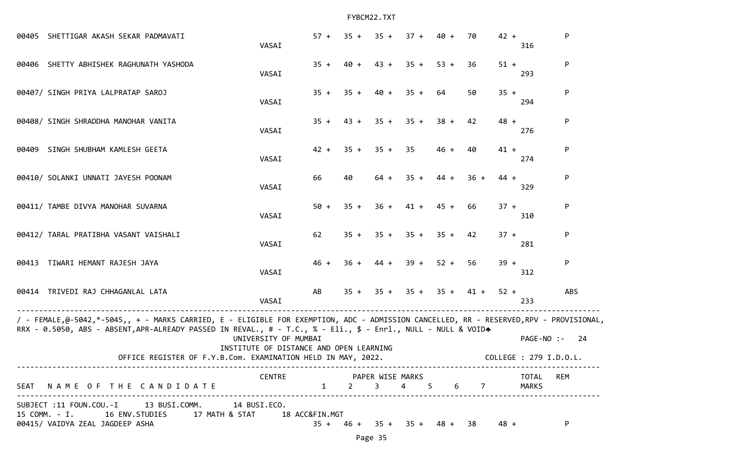| SEAT | NAME OF THE CANDIDATE | CENTRE | 1 | 2 | 3 | 4 | 5 | 6 | 7 | TOTAL MARKS | REM |
|---|---|---|---|---|---|---|---|---|---|---|---|
| 00405 | SHETTIGAR AKASH SEKAR PADMAVATI | VASAI | 57 + | 35 + | 35 + | 37 + | 40 + | 70 | 42 + | 316 | P |
| 00406 | SHETTY ABHISHEK RAGHUNATH YASHODA | VASAI | 35 + | 40 + | 43 + | 35 + | 53 + | 36 | 51 + | 293 | P |
| 00407/ | SINGH PRIYA LALPRATAP SAROJ | VASAI | 35 + | 35 + | 40 + | 35 + | 64 | 50 | 35 + | 294 | P |
| 00408/ | SINGH SHRADDHA MANOHAR VANITA | VASAI | 35 + | 43 + | 35 + | 35 + | 38 + | 42 | 48 + | 276 | P |
| 00409 | SINGH SHUBHAM KAMLESH GEETA | VASAI | 42 + | 35 + | 35 + | 35 | 46 + | 40 | 41 + | 274 | P |
| 00410/ | SOLANKI UNNATI JAYESH POONAM | VASAI | 66 | 40 | 64 + | 35 + | 44 + | 36 + | 44 + | 329 | P |
| 00411/ | TAMBE DIVYA MANOHAR SUVARNA | VASAI | 50 + | 35 + | 36 + | 41 + | 45 + | 66 | 37 + | 310 | P |
| 00412/ | TARAL PRATIBHA VASANT VAISHALI | VASAI | 62 | 35 + | 35 + | 35 + | 35 + | 42 | 37 + | 281 | P |
| 00413 | TIWARI HEMANT RAJESH JAYA | VASAI | 46 + | 36 + | 44 + | 39 + | 52 + | 56 | 39 + | 312 | P |
| 00414 | TRIVEDI RAJ CHHAGANLAL LATA | VASAI | AB | 35 + | 35 + | 35 + | 35 + | 41 + | 52 + | 233 | ABS |

/ - FEMALE,@-5042,*-5045,, + - MARKS CARRIED, E - ELIGIBLE FOR EXEMPTION, ADC - ADMISSION CANCELLED, RR - RESERVED,RPV - PROVISIONAL, RRX - 0.5050, ABS - ABSENT,APR-ALREADY PASSED IN REVAL., # - T.C., % - Eli., $ - Enrl., NULL - NULL & VOID

UNIVERSITY OF MUMBAI

INSTITUTE OF DISTANCE AND OPEN LEARNING

OFFICE REGISTER OF F.Y.B.Com. EXAMINATION HELD IN MAY, 2022.

PAGE-NO :- 24

COLLEGE : 279 I.D.O.L.

SUBJECT :11 FOUN.COU.-I 13 BUSI.COMM. 14 BUSI.ECO.
15 COMM. - I. 16 ENV.STUDIES 17 MATH & STAT 18 ACC&FIN.MGT

| SEAT | NAME OF THE CANDIDATE | CENTRE | 1 | 2 | 3 | 4 | 5 | 6 | 7 | TOTAL MARKS | REM |
|---|---|---|---|---|---|---|---|---|---|---|---|
| 00415/ | VAIDYA ZEAL JAGDEEP ASHA | | 35 + | 46 + | 35 + | 35 + | 48 + | 38 | 48 + | | P |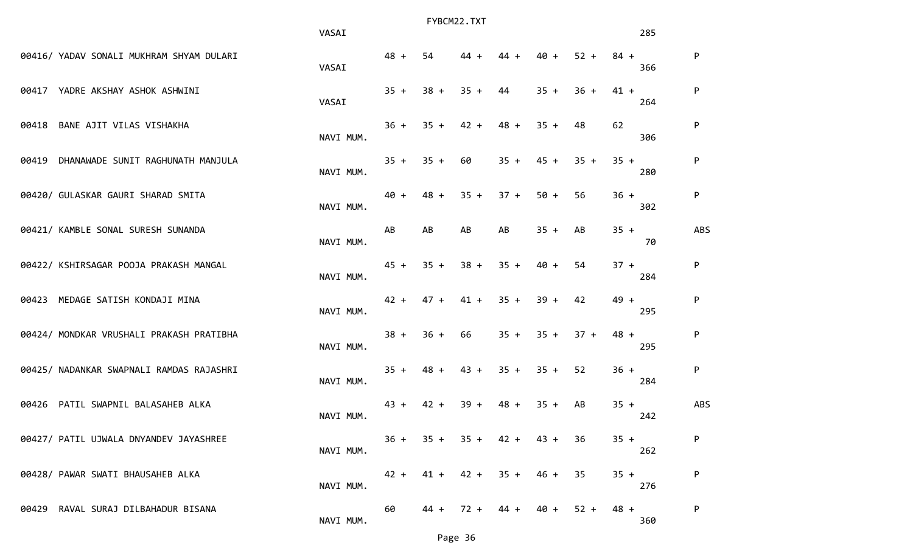```
                                  FYBCM22.TXT
                         VASAI                                                     285

00416/ YADAV SONALI MUKHRAM SHYAM DULARI          48 +   54     44 +   44 +   40 +   52 +   84 +                P
                         VASAI                                                     366

00417  YADRE AKSHAY ASHOK ASHWINI                 35 +   38 +   35 +   44     35 +   36 +   41 +                P
                         VASAI                                                     264

00418  BANE AJIT VILAS VISHAKHA                   36 +   35 +   42 +   48 +   35 +   48     62                  P
                         NAVI MUM.                                                 306

00419  DHANAWADE SUNIT RAGHUNATH MANJULA          35 +   35 +   60     35 +   45 +   35 +   35 +                P
                         NAVI MUM.                                                 280

00420/ GULASKAR GAURI SHARAD SMITA                40 +   48 +   35 +   37 +   50 +   56     36 +                P
                         NAVI MUM.                                                 302

00421/ KAMBLE SONAL SURESH SUNANDA                AB     AB     AB     AB     35 +   AB     35 +                ABS
                         NAVI MUM.                                                  70

00422/ KSHIRSAGAR POOJA PRAKASH MANGAL            45 +   35 +   38 +   35 +   40 +   54     37 +                P
                         NAVI MUM.                                                 284

00423  MEDAGE SATISH KONDAJI MINA                 42 +   47 +   41 +   35 +   39 +   42     49 +                P
                         NAVI MUM.                                                 295

00424/ MONDKAR VRUSHALI PRAKASH PRATIBHA          38 +   36 +   66     35 +   35 +   37 +   48 +                P
                         NAVI MUM.                                                 295

00425/ NADANKAR SWAPNALI RAMDAS RAJASHRI          35 +   48 +   43 +   35 +   35 +   52     36 +                P
                         NAVI MUM.                                                 284

00426  PATIL SWAPNIL BALASAHEB ALKA               43 +   42 +   39 +   48 +   35 +   AB     35 +                ABS
                         NAVI MUM.                                                 242

00427/ PATIL UJWALA DNYANDEV JAYASHREE            36 +   35 +   35 +   42 +   43 +   36     35 +                P
                         NAVI MUM.                                                 262

00428/ PAWAR SWATI BHAUSAHEB ALKA                 42 +   41 +   42 +   35 +   46 +   35     35 +                P
                         NAVI MUM.                                                 276

00429  RAVAL SURAJ DILBAHADUR BISANA              60     44 +   72 +   44 +   40 +   52 +   48 +                P
                         NAVI MUM.                                                 360
```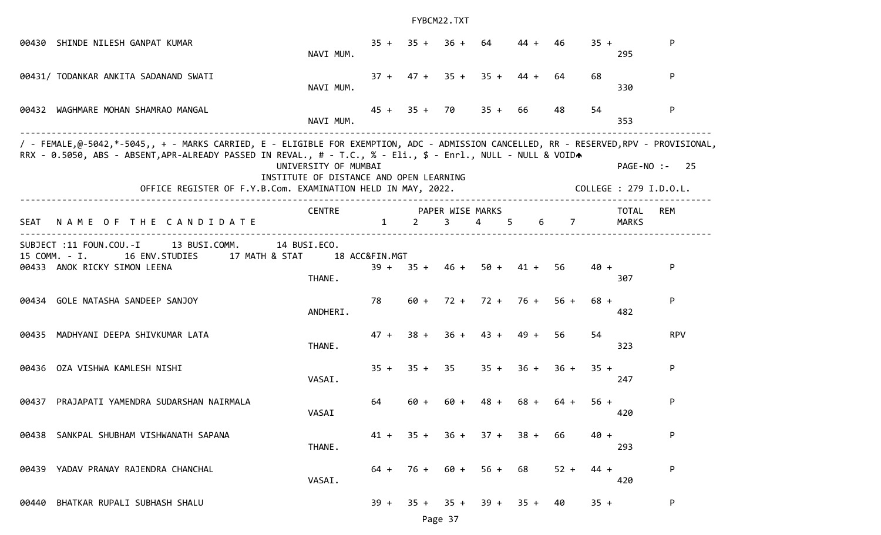| SEAT | NAME OF THE CANDIDATE | CENTRE | 1 | 2 | 3 | 4 | 5 | 6 | 7 | TOTAL MARKS | REM |
|---|---|---|---|---|---|---|---|---|---|---|---|
| 00430 | SHINDE NILESH GANPAT KUMAR | NAVI MUM. | 35 + | 35 + | 36 + | 64 | 44 + | 46 | 35 + | 295 | P |
| 00431/ | TODANKAR ANKITA SADANAND SWATI | NAVI MUM. | 37 + | 47 + | 35 + | 35 + | 44 + | 64 | 68 | 330 | P |
| 00432 | WAGHMARE MOHAN SHAMRAO MANGAL | NAVI MUM. | 45 + | 35 + | 70 | 35 + | 66 | 48 | 54 | 353 | P |

/ - FEMALE,@-5042,*-5045,, + - MARKS CARRIED, E - ELIGIBLE FOR EXEMPTION, ADC - ADMISSION CANCELLED, RR - RESERVED,RPV - PROVISIONAL, RRX - 0.5050, ABS - ABSENT,APR-ALREADY PASSED IN REVAL., # - T.C., % - Eli., $ - Enrl., NULL - NULL & VOID

UNIVERSITY OF MUMBAI

PAGE-NO :- 25

INSTITUTE OF DISTANCE AND OPEN LEARNING

OFFICE REGISTER OF F.Y.B.Com. EXAMINATION HELD IN MAY, 2022.

COLLEGE : 279 I.D.O.L.

SUBJECT :11 FOUN.COU.-I 13 BUSI.COMM. 14 BUSI.ECO. 15 COMM. - I. 16 ENV.STUDIES 17 MATH & STAT 18 ACC&FIN.MGT

| SEAT | NAME OF THE CANDIDATE | CENTRE | 1 | 2 | 3 | 4 | 5 | 6 | 7 | TOTAL MARKS | REM |
|---|---|---|---|---|---|---|---|---|---|---|---|
| 00433 | ANOK RICKY SIMON LEENA | THANE. | 39 + | 35 + | 46 + | 50 + | 41 + | 56 | 40 + | 307 | P |
| 00434 | GOLE NATASHA SANDEEP SANJOY | ANDHERI. | 78 | 60 + | 72 + | 72 + | 76 + | 56 + | 68 + | 482 | P |
| 00435 | MADHYANI DEEPA SHIVKUMAR LATA | THANE. | 47 + | 38 + | 36 + | 43 + | 49 + | 56 | 54 | 323 | RPV |
| 00436 | OZA VISHWA KAMLESH NISHI | VASAI. | 35 + | 35 + | 35 | 35 + | 36 + | 36 + | 35 + | 247 | P |
| 00437 | PRAJAPATI YAMENDRA SUDARSHAN NAIRMALA | VASAI | 64 | 60 + | 60 + | 48 + | 68 + | 64 + | 56 + | 420 | P |
| 00438 | SANKPAL SHUBHAM VISHWANATH SAPANA | THANE. | 41 + | 35 + | 36 + | 37 + | 38 + | 66 | 40 + | 293 | P |
| 00439 | YADAV PRANAY RAJENDRA CHANCHAL | VASAI. | 64 + | 76 + | 60 + | 56 + | 68 | 52 + | 44 + | 420 | P |
| 00440 | BHATKAR RUPALI SUBHASH SHALU | | 39 + | 35 + | 35 + | 39 + | 35 + | 40 | 35 + | | P |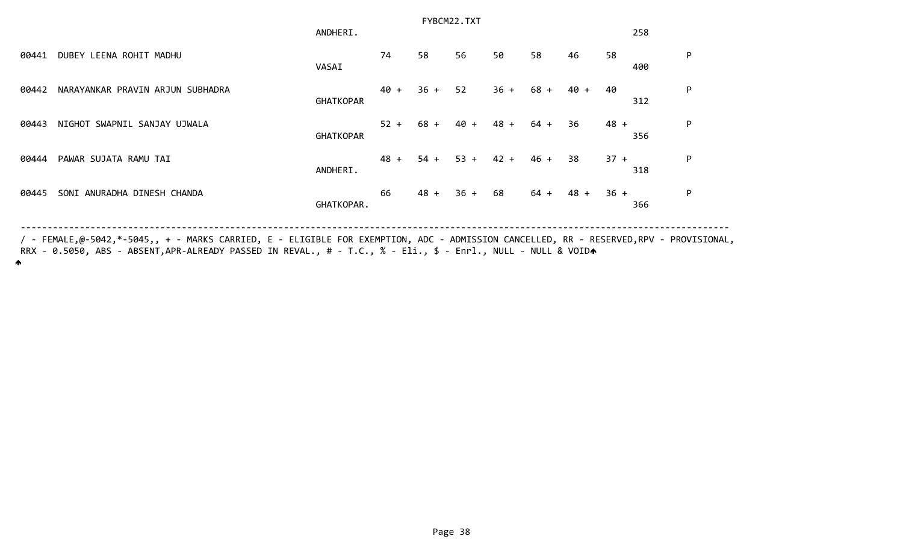| | | | | | | | | | | | |
|---|---|---|---|---|---|---|---|---|---|---|---|
| | | ANDHERI. | | | | | | | | 258 | |
| 00441 | DUBEY LEENA ROHIT MADHU | VASAI | 74 | 58 | 56 | 50 | 58 | 46 | 58 | 400 | P |
| 00442 | NARAYANKAR PRAVIN ARJUN SUBHADRA | GHATKOPAR | 40 + | 36 + | 52 | 36 + | 68 + | 40 + | 40 | 312 | P |
| 00443 | NIGHOT SWAPNIL SANJAY UJWALA | GHATKOPAR | 52 + | 68 + | 40 + | 48 + | 64 + | 36 | 48 + | 356 | P |
| 00444 | PAWAR SUJATA RAMU TAI | ANDHERI. | 48 + | 54 + | 53 + | 42 + | 46 + | 38 | 37 + | 318 | P |
| 00445 | SONI ANURADHA DINESH CHANDA | GHATKOPAR. | 66 | 48 + | 36 + | 68 | 64 + | 48 + | 36 + | 366 | P |

/ - FEMALE,@-5042,*-5045,, + - MARKS CARRIED, E - ELIGIBLE FOR EXEMPTION, ADC - ADMISSION CANCELLED, RR - RESERVED,RPV - PROVISIONAL, RRX - 0.5050, ABS - ABSENT,APR-ALREADY PASSED IN REVAL., # - T.C., % - Eli., $ - Enrl., NULL - NULL & VOID